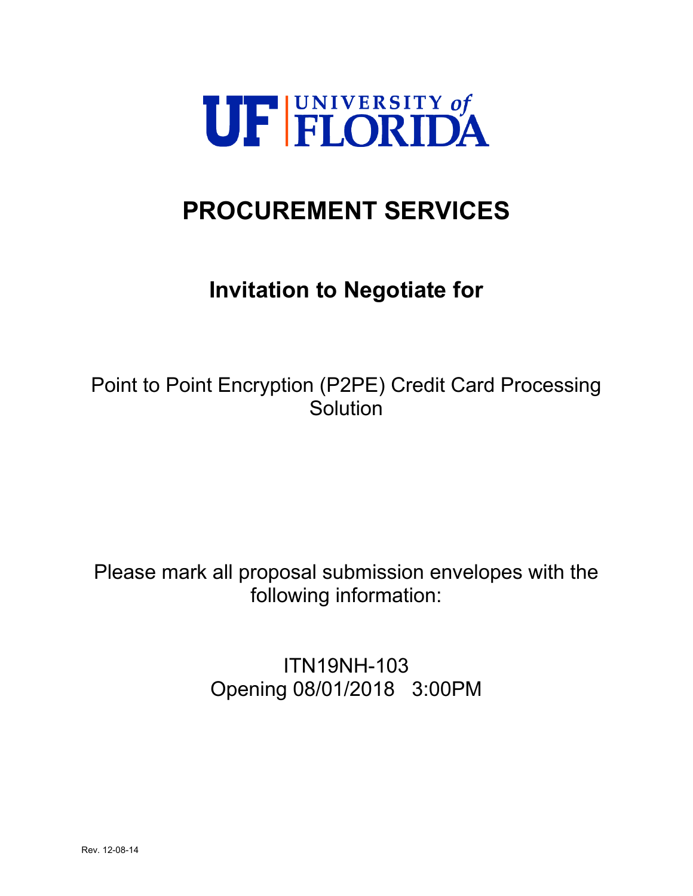UF | UNIVERSITY of FLORIDA

# PROCUREMENT SERVICES

## Invitation to Negotiate for

Point to Point Encryption (P2PE) Credit Card Processing Solution

Please mark all proposal submission envelopes with the following information:

ITN19NH-103
Opening 08/01/2018 3:00PM

Rev. 12-08-14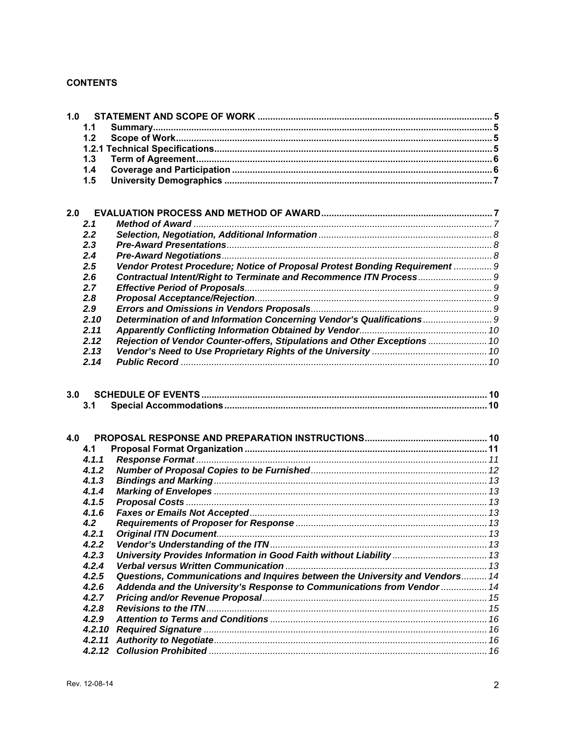**CONTENTS**

| | | |
|---|---|---|
| **1.0** | **STATEMENT AND SCOPE OF WORK** | **5** |
| **1.1** | **Summary** | **5** |
| **1.2** | **Scope of Work** | **5** |
| **1.2.1** | **Technical Specifications** | **5** |
| **1.3** | **Term of Agreement** | **6** |
| **1.4** | **Coverage and Participation** | **6** |
| **1.5** | **University Demographics** | **7** |
| | | |
| **2.0** | **EVALUATION PROCESS AND METHOD OF AWARD** | **7** |
| ***2.1*** | ***Method of Award*** | *7* |
| ***2.2*** | ***Selection, Negotiation, Additional Information*** | *8* |
| ***2.3*** | ***Pre-Award Presentations*** | *8* |
| ***2.4*** | ***Pre-Award Negotiations*** | *8* |
| ***2.5*** | ***Vendor Protest Procedure; Notice of Proposal Protest Bonding Requirement*** | *9* |
| ***2.6*** | ***Contractual Intent/Right to Terminate and Recommence ITN Process*** | *9* |
| ***2.7*** | ***Effective Period of Proposals*** | *9* |
| ***2.8*** | ***Proposal Acceptance/Rejection*** | *9* |
| ***2.9*** | ***Errors and Omissions in Vendors Proposals*** | *9* |
| ***2.10*** | ***Determination of and Information Concerning Vendor's Qualifications*** | *9* |
| ***2.11*** | ***Apparently Conflicting Information Obtained by Vendor*** | *10* |
| ***2.12*** | ***Rejection of Vendor Counter-offers, Stipulations and Other Exceptions*** | *10* |
| ***2.13*** | ***Vendor's Need to Use Proprietary Rights of the University*** | *10* |
| ***2.14*** | ***Public Record*** | *10* |
| | | |
| **3.0** | **SCHEDULE OF EVENTS** | **10** |
| **3.1** | **Special Accommodations** | **10** |
| | | |
| **4.0** | **PROPOSAL RESPONSE AND PREPARATION INSTRUCTIONS** | **10** |
| **4.1** | **Proposal Format Organization** | **11** |
| ***4.1.1*** | ***Response Format*** | *11* |
| ***4.1.2*** | ***Number of Proposal Copies to be Furnished*** | *12* |
| ***4.1.3*** | ***Bindings and Marking*** | *13* |
| ***4.1.4*** | ***Marking of Envelopes*** | *13* |
| ***4.1.5*** | ***Proposal Costs*** | *13* |
| ***4.1.6*** | ***Faxes or Emails Not Accepted*** | *13* |
| ***4.2*** | ***Requirements of Proposer for Response*** | *13* |
| ***4.2.1*** | ***Original ITN Document*** | *13* |
| ***4.2.2*** | ***Vendor's Understanding of the ITN*** | *13* |
| ***4.2.3*** | ***University Provides Information in Good Faith without Liability*** | *13* |
| ***4.2.4*** | ***Verbal versus Written Communication*** | *13* |
| ***4.2.5*** | ***Questions, Communications and Inquires between the University and Vendors*** | *14* |
| ***4.2.6*** | ***Addenda and the University's Response to Communications from Vendor*** | *14* |
| ***4.2.7*** | ***Pricing and/or Revenue Proposal*** | *15* |
| ***4.2.8*** | ***Revisions to the ITN*** | *15* |
| ***4.2.9*** | ***Attention to Terms and Conditions*** | *16* |
| ***4.2.10*** | ***Required Signature*** | *16* |
| ***4.2.11*** | ***Authority to Negotiate*** | *16* |
| ***4.2.12*** | ***Collusion Prohibited*** | *16* |

Rev. 12-08-14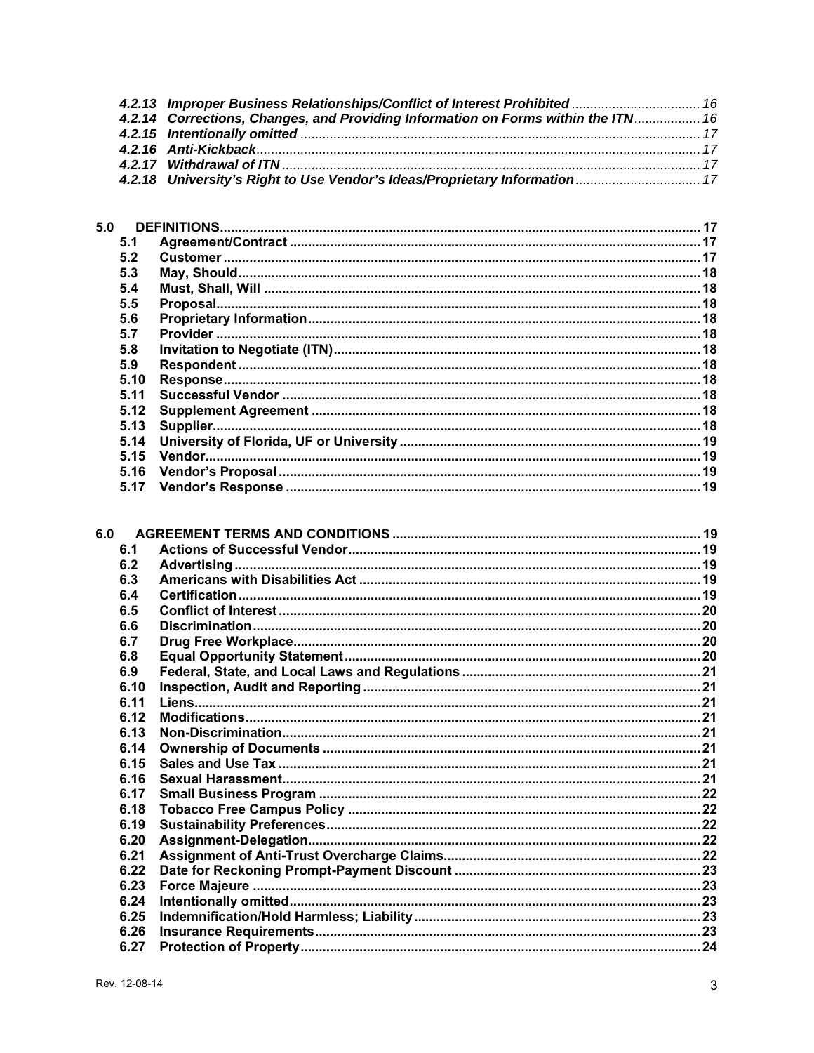*4.2.13 Improper Business Relationships/Conflict of Interest Prohibited ................................... 16*
*4.2.14 Corrections, Changes, and Providing Information on Forms within the ITN.................. 16*
*4.2.15 Intentionally omitted ............................................................................................... 17*
*4.2.16 Anti-Kickback........................................................................................................... 17*
*4.2.17 Withdrawal of ITN ................................................................................................... 17*
*4.2.18 University's Right to Use Vendor's Ideas/Proprietary Information.................................. 17*

**5.0 DEFINITIONS.................................................................................................................. 17**
**5.1 Agreement/Contract .................................................................................................... 17**
**5.2 Customer ..................................................................................................................... 17**
**5.3 May, Should.................................................................................................................. 18**
**5.4 Must, Shall, Will ........................................................................................................... 18**
**5.5 Proposal........................................................................................................................ 18**
**5.6 Proprietary Information.................................................................................................. 18**
**5.7 Provider ........................................................................................................................ 18**
**5.8 Invitation to Negotiate (ITN)........................................................................................... 18**
**5.9 Respondent ................................................................................................................... 18**
**5.10 Response...................................................................................................................... 18**
**5.11 Successful Vendor ....................................................................................................... 18**
**5.12 Supplement Agreement ................................................................................................ 18**
**5.13 Supplier......................................................................................................................... 18**
**5.14 University of Florida, UF or University ......................................................................... 19**
**5.15 Vendor........................................................................................................................... 19**
**5.16 Vendor's Proposal ......................................................................................................... 19**
**5.17 Vendor's Response ....................................................................................................... 19**

**6.0 AGREEMENT TERMS AND CONDITIONS ..................................................................... 19**
**6.1 Actions of Successful Vendor.......................................................................................... 19**
**6.2 Advertising .................................................................................................................... 19**
**6.3 Americans with Disabilities Act ..................................................................................... 19**
**6.4 Certification.................................................................................................................... 19**
**6.5 Conflict of Interest ......................................................................................................... 20**
**6.6 Discrimination................................................................................................................ 20**
**6.7 Drug Free Workplace...................................................................................................... 20**
**6.8 Equal Opportunity Statement ......................................................................................... 20**
**6.9 Federal, State, and Local Laws and Regulations ............................................................ 21**
**6.10 Inspection, Audit and Reporting ................................................................................... 21**
**6.11 Liens.............................................................................................................................. 21**
**6.12 Modifications.................................................................................................................. 21**
**6.13 Non-Discrimination......................................................................................................... 21**
**6.14 Ownership of Documents .............................................................................................. 21**
**6.15 Sales and Use Tax ........................................................................................................ 21**
**6.16 Sexual Harassment......................................................................................................... 21**
**6.17 Small Business Program ............................................................................................... 22**
**6.18 Tobacco Free Campus Policy ........................................................................................ 22**
**6.19 Sustainability Preferences.............................................................................................. 22**
**6.20 Assignment-Delegation................................................................................................... 22**
**6.21 Assignment of Anti-Trust Overcharge Claims.................................................................. 22**
**6.22 Date for Reckoning Prompt-Payment Discount ............................................................... 23**
**6.23 Force Majeure ............................................................................................................... 23**
**6.24 Intentionally omitted....................................................................................................... 23**
**6.25 Indemnification/Hold Harmless; Liability......................................................................... 23**
**6.26 Insurance Requirements................................................................................................ 23**
**6.27 Protection of Property.................................................................................................... 24**

Rev. 12-08-14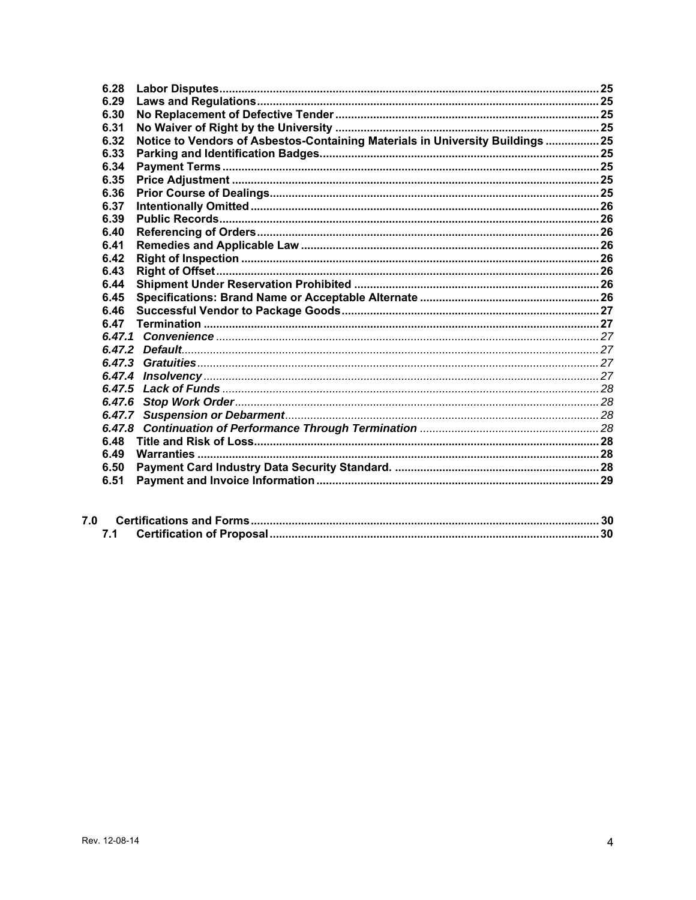**6.28 Labor Disputes** ... 25
**6.29 Laws and Regulations** ... 25
**6.30 No Replacement of Defective Tender** ... 25
**6.31 No Waiver of Right by the University** ... 25
**6.32 Notice to Vendors of Asbestos-Containing Materials in University Buildings** ... 25
**6.33 Parking and Identification Badges** ... 25
**6.34 Payment Terms** ... 25
**6.35 Price Adjustment** ... 25
**6.36 Prior Course of Dealings** ... 25
**6.37 Intentionally Omitted** ... 26
**6.39 Public Records** ... 26
**6.40 Referencing of Orders** ... 26
**6.41 Remedies and Applicable Law** ... 26
**6.42 Right of Inspection** ... 26
**6.43 Right of Offset** ... 26
**6.44 Shipment Under Reservation Prohibited** ... 26
**6.45 Specifications: Brand Name or Acceptable Alternate** ... 26
**6.46 Successful Vendor to Package Goods** ... 27
**6.47 Termination** ... 27
*6.47.1 Convenience* ... 27
*6.47.2 Default* ... 27
*6.47.3 Gratuities* ... 27
*6.47.4 Insolvency* ... 27
*6.47.5 Lack of Funds* ... 28
*6.47.6 Stop Work Order* ... 28
*6.47.7 Suspension or Debarment* ... 28
*6.47.8 Continuation of Performance Through Termination* ... 28
**6.48 Title and Risk of Loss** ... 28
**6.49 Warranties** ... 28
**6.50 Payment Card Industry Data Security Standard.** ... 28
**6.51 Payment and Invoice Information** ... 29

**7.0 Certifications and Forms** ... 30
**7.1 Certification of Proposal** ... 30

Rev. 12-08-14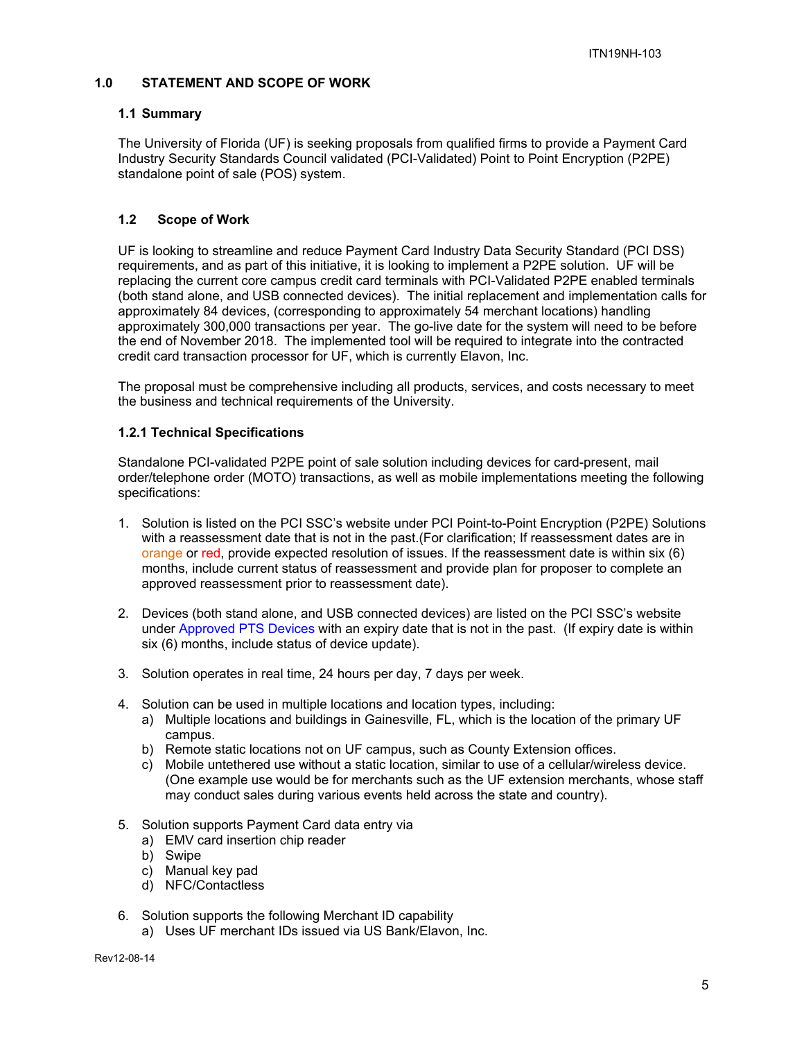## 1.0 STATEMENT AND SCOPE OF WORK

### 1.1 Summary

The University of Florida (UF) is seeking proposals from qualified firms to provide a Payment Card Industry Security Standards Council validated (PCI-Validated) Point to Point Encryption (P2PE) standalone point of sale (POS) system.

### 1.2 Scope of Work

UF is looking to streamline and reduce Payment Card Industry Data Security Standard (PCI DSS) requirements, and as part of this initiative, it is looking to implement a P2PE solution. UF will be replacing the current core campus credit card terminals with PCI-Validated P2PE enabled terminals (both stand alone, and USB connected devices). The initial replacement and implementation calls for approximately 84 devices, (corresponding to approximately 54 merchant locations) handling approximately 300,000 transactions per year. The go-live date for the system will need to be before the end of November 2018. The implemented tool will be required to integrate into the contracted credit card transaction processor for UF, which is currently Elavon, Inc.

The proposal must be comprehensive including all products, services, and costs necessary to meet the business and technical requirements of the University.

#### 1.2.1 Technical Specifications

Standalone PCI-validated P2PE point of sale solution including devices for card-present, mail order/telephone order (MOTO) transactions, as well as mobile implementations meeting the following specifications:

1. Solution is listed on the PCI SSC's website under PCI Point-to-Point Encryption (P2PE) Solutions with a reassessment date that is not in the past.(For clarification; If reassessment dates are in orange or red, provide expected resolution of issues. If the reassessment date is within six (6) months, include current status of reassessment and provide plan for proposer to complete an approved reassessment prior to reassessment date).

2. Devices (both stand alone, and USB connected devices) are listed on the PCI SSC's website under Approved PTS Devices with an expiry date that is not in the past. (If expiry date is within six (6) months, include status of device update).

3. Solution operates in real time, 24 hours per day, 7 days per week.

4. Solution can be used in multiple locations and location types, including:
   a) Multiple locations and buildings in Gainesville, FL, which is the location of the primary UF campus.
   b) Remote static locations not on UF campus, such as County Extension offices.
   c) Mobile untethered use without a static location, similar to use of a cellular/wireless device. (One example use would be for merchants such as the UF extension merchants, whose staff may conduct sales during various events held across the state and country).

5. Solution supports Payment Card data entry via
   a) EMV card insertion chip reader
   b) Swipe
   c) Manual key pad
   d) NFC/Contactless

6. Solution supports the following Merchant ID capability
   a) Uses UF merchant IDs issued via US Bank/Elavon, Inc.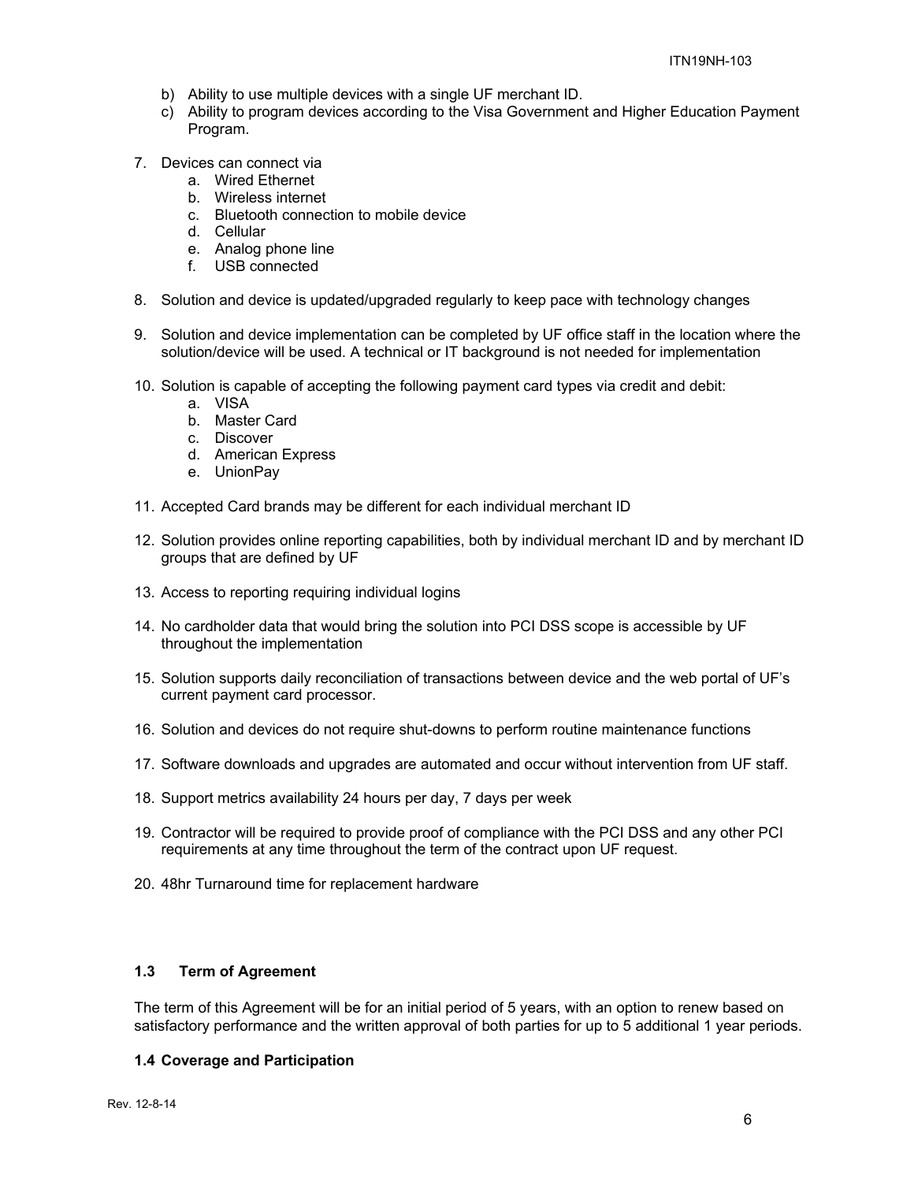b) Ability to use multiple devices with a single UF merchant ID.
c) Ability to program devices according to the Visa Government and Higher Education Payment Program.

7. Devices can connect via
   a. Wired Ethernet
   b. Wireless internet
   c. Bluetooth connection to mobile device
   d. Cellular
   e. Analog phone line
   f. USB connected

8. Solution and device is updated/upgraded regularly to keep pace with technology changes

9. Solution and device implementation can be completed by UF office staff in the location where the solution/device will be used. A technical or IT background is not needed for implementation

10. Solution is capable of accepting the following payment card types via credit and debit:
    a. VISA
    b. Master Card
    c. Discover
    d. American Express
    e. UnionPay

11. Accepted Card brands may be different for each individual merchant ID

12. Solution provides online reporting capabilities, both by individual merchant ID and by merchant ID groups that are defined by UF

13. Access to reporting requiring individual logins

14. No cardholder data that would bring the solution into PCI DSS scope is accessible by UF throughout the implementation

15. Solution supports daily reconciliation of transactions between device and the web portal of UF's current payment card processor.

16. Solution and devices do not require shut-downs to perform routine maintenance functions

17. Software downloads and upgrades are automated and occur without intervention from UF staff.

18. Support metrics availability 24 hours per day, 7 days per week

19. Contractor will be required to provide proof of compliance with the PCI DSS and any other PCI requirements at any time throughout the term of the contract upon UF request.

20. 48hr Turnaround time for replacement hardware

### 1.3 Term of Agreement

The term of this Agreement will be for an initial period of 5 years, with an option to renew based on satisfactory performance and the written approval of both parties for up to 5 additional 1 year periods.

### 1.4 Coverage and Participation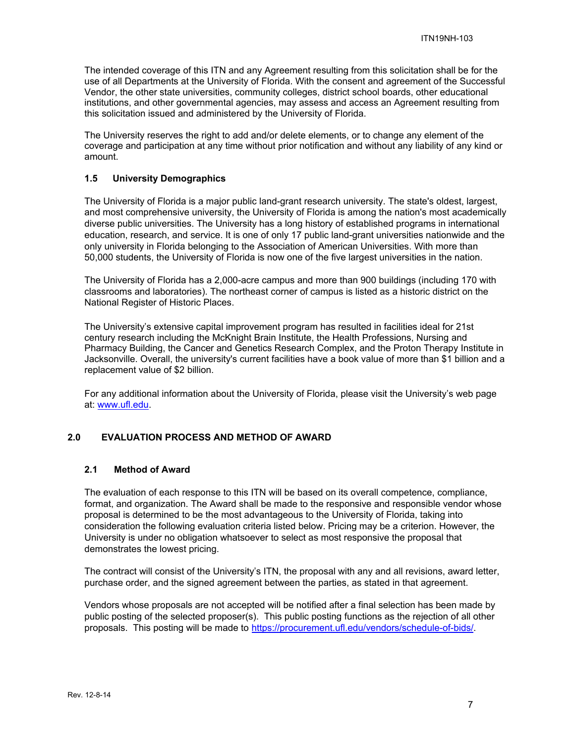The intended coverage of this ITN and any Agreement resulting from this solicitation shall be for the use of all Departments at the University of Florida. With the consent and agreement of the Successful Vendor, the other state universities, community colleges, district school boards, other educational institutions, and other governmental agencies, may assess and access an Agreement resulting from this solicitation issued and administered by the University of Florida.

The University reserves the right to add and/or delete elements, or to change any element of the coverage and participation at any time without prior notification and without any liability of any kind or amount.

### 1.5 University Demographics

The University of Florida is a major public land-grant research university. The state's oldest, largest, and most comprehensive university, the University of Florida is among the nation's most academically diverse public universities. The University has a long history of established programs in international education, research, and service. It is one of only 17 public land-grant universities nationwide and the only university in Florida belonging to the Association of American Universities. With more than 50,000 students, the University of Florida is now one of the five largest universities in the nation.

The University of Florida has a 2,000-acre campus and more than 900 buildings (including 170 with classrooms and laboratories). The northeast corner of campus is listed as a historic district on the National Register of Historic Places.

The University's extensive capital improvement program has resulted in facilities ideal for 21st century research including the McKnight Brain Institute, the Health Professions, Nursing and Pharmacy Building, the Cancer and Genetics Research Complex, and the Proton Therapy Institute in Jacksonville. Overall, the university's current facilities have a book value of more than $1 billion and a replacement value of $2 billion.

For any additional information about the University of Florida, please visit the University's web page at: [www.ufl.edu](http://www.ufl.edu).

## 2.0 EVALUATION PROCESS AND METHOD OF AWARD

### 2.1 Method of Award

The evaluation of each response to this ITN will be based on its overall competence, compliance, format, and organization. The Award shall be made to the responsive and responsible vendor whose proposal is determined to be the most advantageous to the University of Florida, taking into consideration the following evaluation criteria listed below. Pricing may be a criterion. However, the University is under no obligation whatsoever to select as most responsive the proposal that demonstrates the lowest pricing.

The contract will consist of the University's ITN, the proposal with any and all revisions, award letter, purchase order, and the signed agreement between the parties, as stated in that agreement.

Vendors whose proposals are not accepted will be notified after a final selection has been made by public posting of the selected proposer(s). This public posting functions as the rejection of all other proposals. This posting will be made to [https://procurement.ufl.edu/vendors/schedule-of-bids/](https://procurement.ufl.edu/vendors/schedule-of-bids/).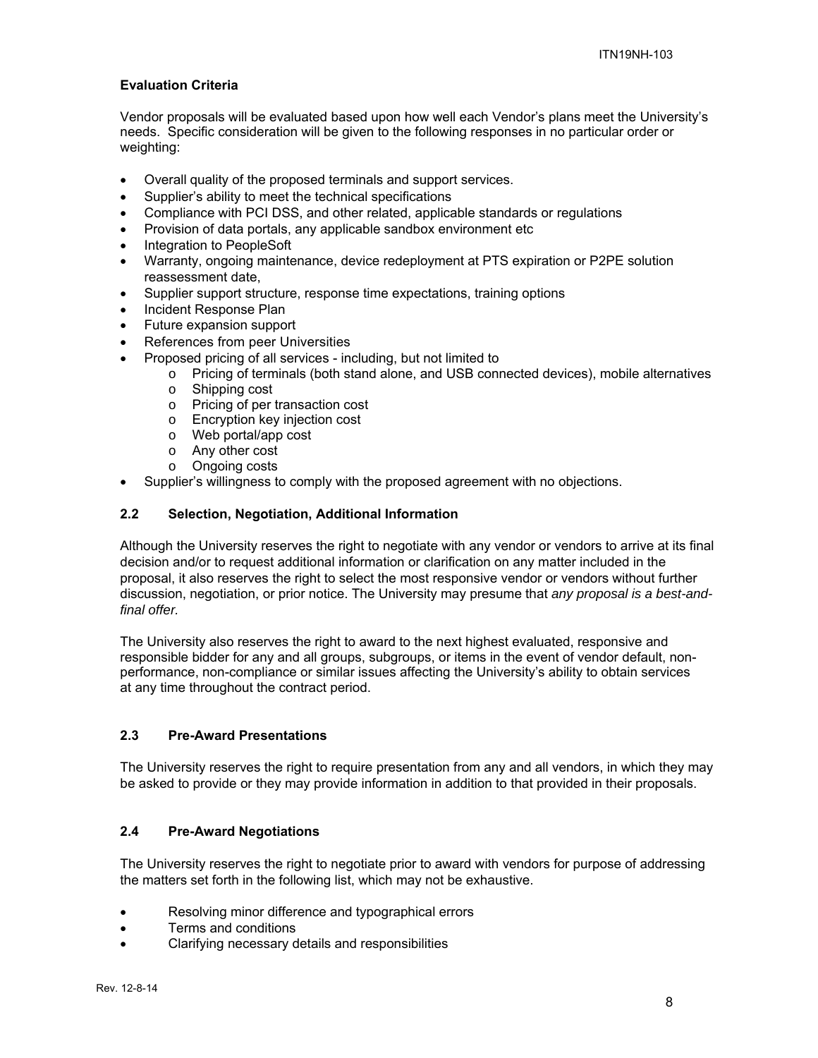**Evaluation Criteria**

Vendor proposals will be evaluated based upon how well each Vendor's plans meet the University's needs. Specific consideration will be given to the following responses in no particular order or weighting:

- Overall quality of the proposed terminals and support services.
- Supplier's ability to meet the technical specifications
- Compliance with PCI DSS, and other related, applicable standards or regulations
- Provision of data portals, any applicable sandbox environment etc
- Integration to PeopleSoft
- Warranty, ongoing maintenance, device redeployment at PTS expiration or P2PE solution reassessment date,
- Supplier support structure, response time expectations, training options
- Incident Response Plan
- Future expansion support
- References from peer Universities
- Proposed pricing of all services - including, but not limited to
    - Pricing of terminals (both stand alone, and USB connected devices), mobile alternatives
    - Shipping cost
    - Pricing of per transaction cost
    - Encryption key injection cost
    - Web portal/app cost
    - Any other cost
    - Ongoing costs
- Supplier's willingness to comply with the proposed agreement with no objections.

### 2.2 Selection, Negotiation, Additional Information

Although the University reserves the right to negotiate with any vendor or vendors to arrive at its final decision and/or to request additional information or clarification on any matter included in the proposal, it also reserves the right to select the most responsive vendor or vendors without further discussion, negotiation, or prior notice. The University may presume that *any proposal is a best-and-final offer.*

The University also reserves the right to award to the next highest evaluated, responsive and responsible bidder for any and all groups, subgroups, or items in the event of vendor default, non-performance, non-compliance or similar issues affecting the University's ability to obtain services at any time throughout the contract period.

### 2.3 Pre-Award Presentations

The University reserves the right to require presentation from any and all vendors, in which they may be asked to provide or they may provide information in addition to that provided in their proposals.

### 2.4 Pre-Award Negotiations

The University reserves the right to negotiate prior to award with vendors for purpose of addressing the matters set forth in the following list, which may not be exhaustive.

- Resolving minor difference and typographical errors
- Terms and conditions
- Clarifying necessary details and responsibilities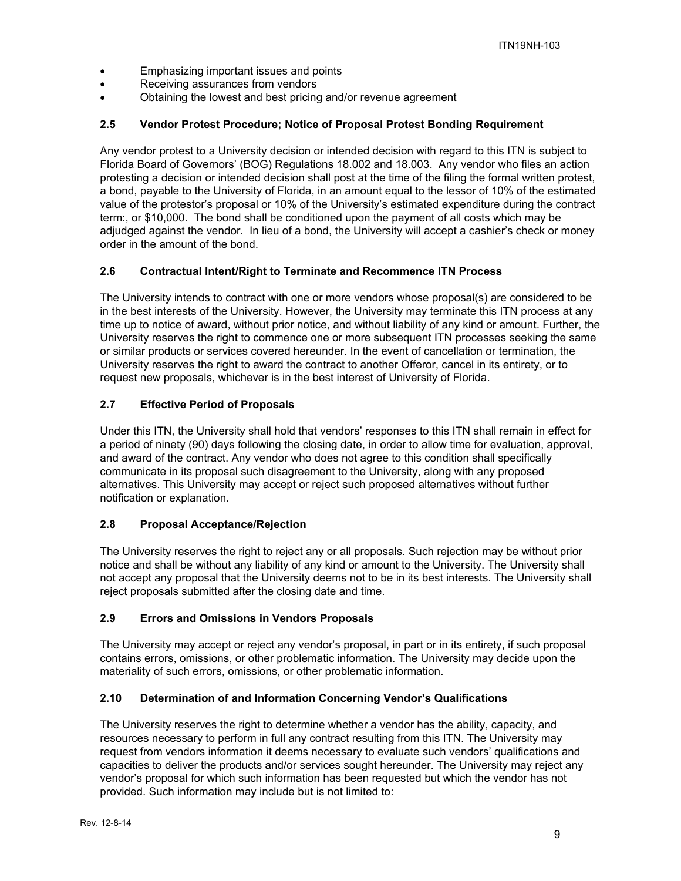- Emphasizing important issues and points
- Receiving assurances from vendors
- Obtaining the lowest and best pricing and/or revenue agreement

### 2.5 Vendor Protest Procedure; Notice of Proposal Protest Bonding Requirement

Any vendor protest to a University decision or intended decision with regard to this ITN is subject to Florida Board of Governors' (BOG) Regulations 18.002 and 18.003. Any vendor who files an action protesting a decision or intended decision shall post at the time of the filing the formal written protest, a bond, payable to the University of Florida, in an amount equal to the lessor of 10% of the estimated value of the protestor's proposal or 10% of the University's estimated expenditure during the contract term:, or $10,000. The bond shall be conditioned upon the payment of all costs which may be adjudged against the vendor. In lieu of a bond, the University will accept a cashier's check or money order in the amount of the bond.

### 2.6 Contractual Intent/Right to Terminate and Recommence ITN Process

The University intends to contract with one or more vendors whose proposal(s) are considered to be in the best interests of the University. However, the University may terminate this ITN process at any time up to notice of award, without prior notice, and without liability of any kind or amount. Further, the University reserves the right to commence one or more subsequent ITN processes seeking the same or similar products or services covered hereunder. In the event of cancellation or termination, the University reserves the right to award the contract to another Offeror, cancel in its entirety, or to request new proposals, whichever is in the best interest of University of Florida.

### 2.7 Effective Period of Proposals

Under this ITN, the University shall hold that vendors' responses to this ITN shall remain in effect for a period of ninety (90) days following the closing date, in order to allow time for evaluation, approval, and award of the contract. Any vendor who does not agree to this condition shall specifically communicate in its proposal such disagreement to the University, along with any proposed alternatives. This University may accept or reject such proposed alternatives without further notification or explanation.

### 2.8 Proposal Acceptance/Rejection

The University reserves the right to reject any or all proposals. Such rejection may be without prior notice and shall be without any liability of any kind or amount to the University. The University shall not accept any proposal that the University deems not to be in its best interests. The University shall reject proposals submitted after the closing date and time.

### 2.9 Errors and Omissions in Vendors Proposals

The University may accept or reject any vendor's proposal, in part or in its entirety, if such proposal contains errors, omissions, or other problematic information. The University may decide upon the materiality of such errors, omissions, or other problematic information.

### 2.10 Determination of and Information Concerning Vendor's Qualifications

The University reserves the right to determine whether a vendor has the ability, capacity, and resources necessary to perform in full any contract resulting from this ITN. The University may request from vendors information it deems necessary to evaluate such vendors' qualifications and capacities to deliver the products and/or services sought hereunder. The University may reject any vendor's proposal for which such information has been requested but which the vendor has not provided. Such information may include but is not limited to: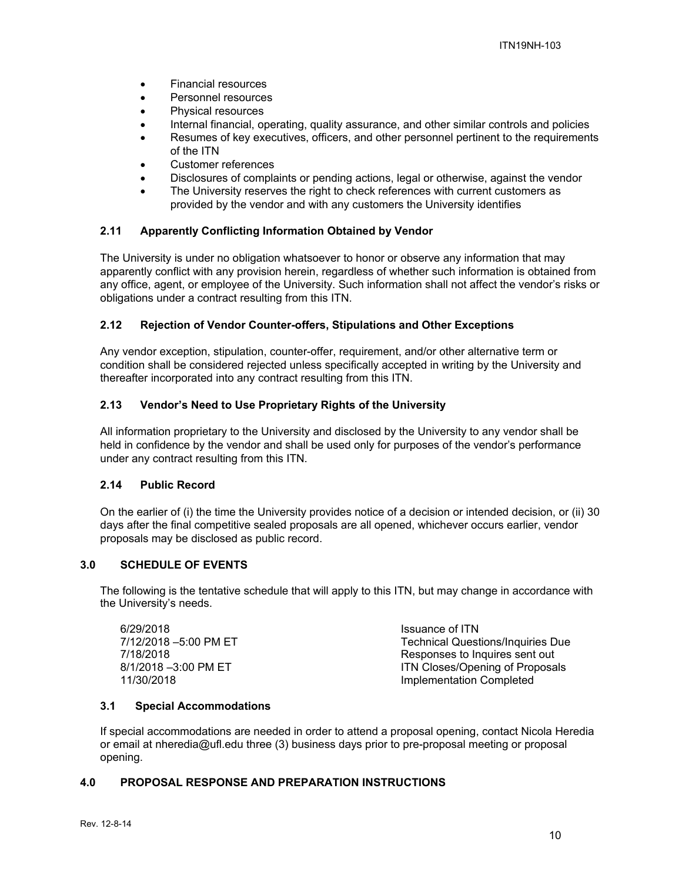- Financial resources
- Personnel resources
- Physical resources
- Internal financial, operating, quality assurance, and other similar controls and policies
- Resumes of key executives, officers, and other personnel pertinent to the requirements of the ITN
- Customer references
- Disclosures of complaints or pending actions, legal or otherwise, against the vendor
- The University reserves the right to check references with current customers as provided by the vendor and with any customers the University identifies

### 2.11 Apparently Conflicting Information Obtained by Vendor

The University is under no obligation whatsoever to honor or observe any information that may apparently conflict with any provision herein, regardless of whether such information is obtained from any office, agent, or employee of the University. Such information shall not affect the vendor's risks or obligations under a contract resulting from this ITN.

### 2.12 Rejection of Vendor Counter-offers, Stipulations and Other Exceptions

Any vendor exception, stipulation, counter-offer, requirement, and/or other alternative term or condition shall be considered rejected unless specifically accepted in writing by the University and thereafter incorporated into any contract resulting from this ITN.

### 2.13 Vendor's Need to Use Proprietary Rights of the University

All information proprietary to the University and disclosed by the University to any vendor shall be held in confidence by the vendor and shall be used only for purposes of the vendor's performance under any contract resulting from this ITN.

### 2.14 Public Record

On the earlier of (i) the time the University provides notice of a decision or intended decision, or (ii) 30 days after the final competitive sealed proposals are all opened, whichever occurs earlier, vendor proposals may be disclosed as public record.

## 3.0 SCHEDULE OF EVENTS

The following is the tentative schedule that will apply to this ITN, but may change in accordance with the University's needs.

| | |
|---|---|
| 6/29/2018 | Issuance of ITN |
| 7/12/2018 –5:00 PM ET | Technical Questions/Inquiries Due |
| 7/18/2018 | Responses to Inquires sent out |
| 8/1/2018 –3:00 PM ET | ITN Closes/Opening of Proposals |
| 11/30/2018 | Implementation Completed |

### 3.1 Special Accommodations

If special accommodations are needed in order to attend a proposal opening, contact Nicola Heredia or email at nheredia@ufl.edu three (3) business days prior to pre-proposal meeting or proposal opening.

## 4.0 PROPOSAL RESPONSE AND PREPARATION INSTRUCTIONS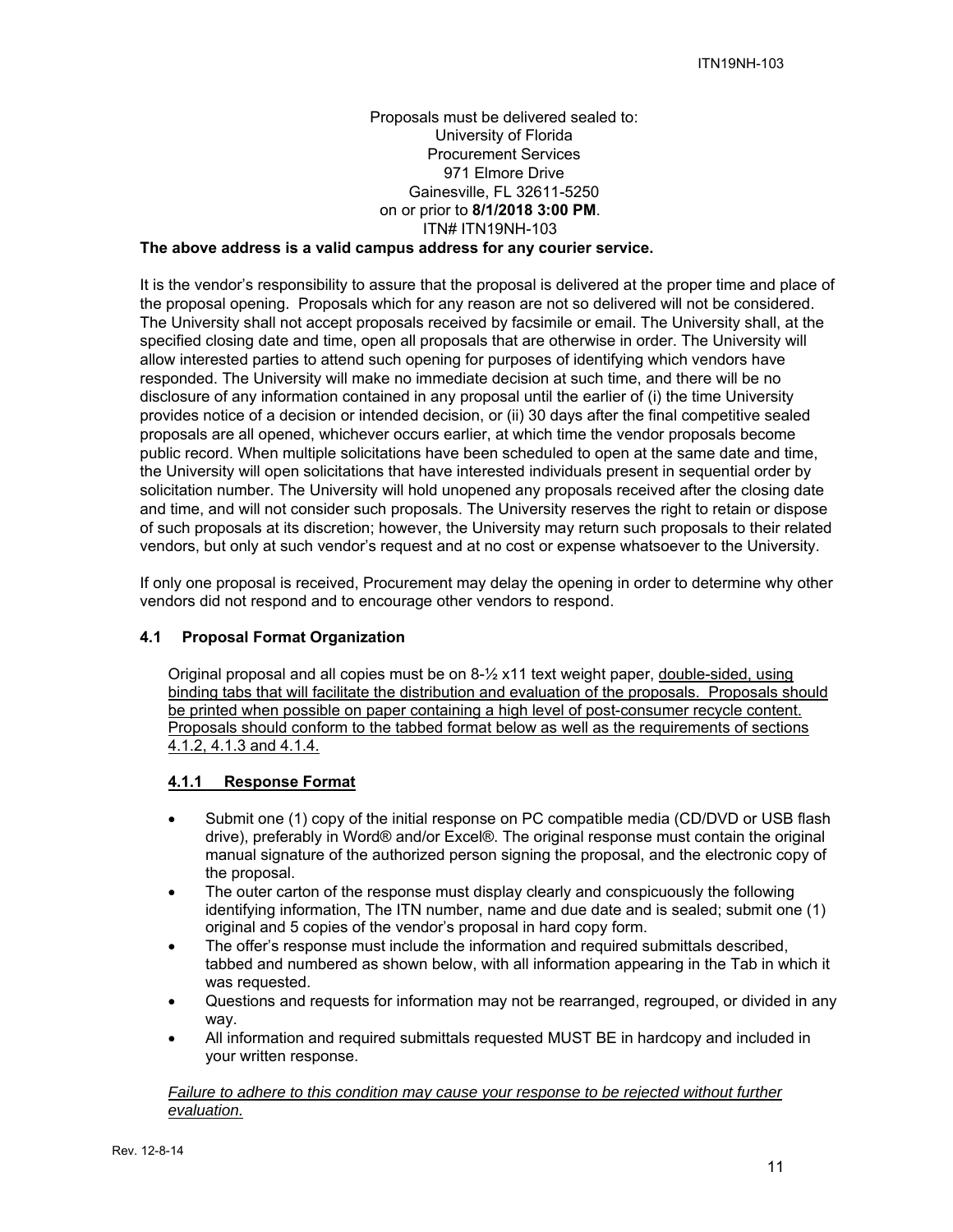Proposals must be delivered sealed to:
University of Florida
Procurement Services
971 Elmore Drive
Gainesville, FL 32611-5250
on or prior to **8/1/2018 3:00 PM**.
ITN# ITN19NH-103

**The above address is a valid campus address for any courier service.**

It is the vendor's responsibility to assure that the proposal is delivered at the proper time and place of the proposal opening. Proposals which for any reason are not so delivered will not be considered. The University shall not accept proposals received by facsimile or email. The University shall, at the specified closing date and time, open all proposals that are otherwise in order. The University will allow interested parties to attend such opening for purposes of identifying which vendors have responded. The University will make no immediate decision at such time, and there will be no disclosure of any information contained in any proposal until the earlier of (i) the time University provides notice of a decision or intended decision, or (ii) 30 days after the final competitive sealed proposals are all opened, whichever occurs earlier, at which time the vendor proposals become public record. When multiple solicitations have been scheduled to open at the same date and time, the University will open solicitations that have interested individuals present in sequential order by solicitation number. The University will hold unopened any proposals received after the closing date and time, and will not consider such proposals. The University reserves the right to retain or dispose of such proposals at its discretion; however, the University may return such proposals to their related vendors, but only at such vendor's request and at no cost or expense whatsoever to the University.

If only one proposal is received, Procurement may delay the opening in order to determine why other vendors did not respond and to encourage other vendors to respond.

### 4.1 Proposal Format Organization

Original proposal and all copies must be on 8-½ x11 text weight paper, double-sided, using binding tabs that will facilitate the distribution and evaluation of the proposals. Proposals should be printed when possible on paper containing a high level of post-consumer recycle content. Proposals should conform to the tabbed format below as well as the requirements of sections 4.1.2, 4.1.3 and 4.1.4.

#### 4.1.1 Response Format

- Submit one (1) copy of the initial response on PC compatible media (CD/DVD or USB flash drive), preferably in Word® and/or Excel®. The original response must contain the original manual signature of the authorized person signing the proposal, and the electronic copy of the proposal.
- The outer carton of the response must display clearly and conspicuously the following identifying information, The ITN number, name and due date and is sealed; submit one (1) original and 5 copies of the vendor's proposal in hard copy form.
- The offer's response must include the information and required submittals described, tabbed and numbered as shown below, with all information appearing in the Tab in which it was requested.
- Questions and requests for information may not be rearranged, regrouped, or divided in any way.
- All information and required submittals requested MUST BE in hardcopy and included in your written response.

*Failure to adhere to this condition may cause your response to be rejected without further evaluation.*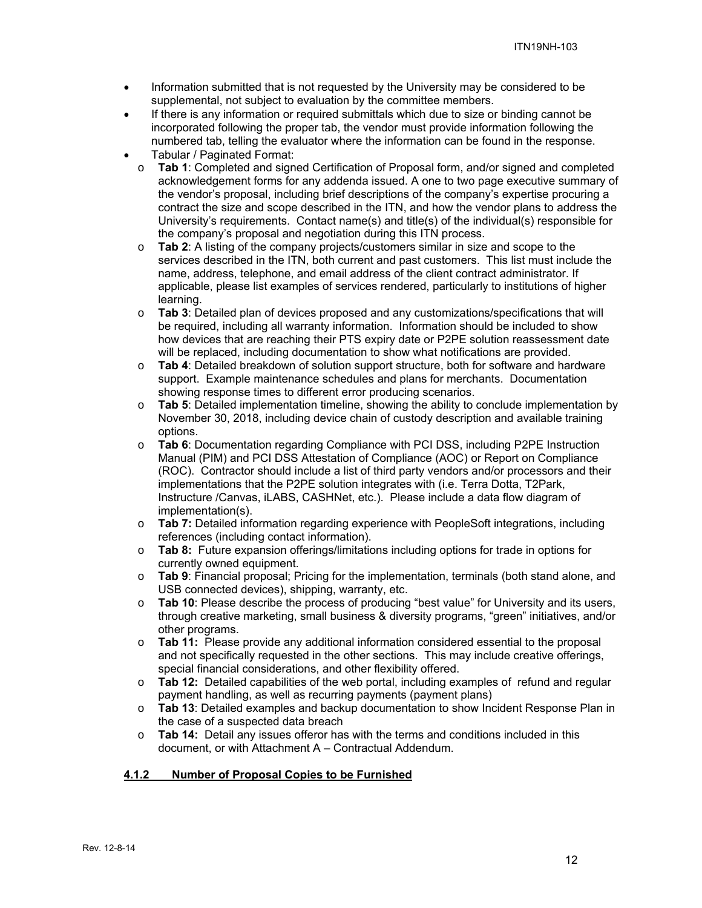- Information submitted that is not requested by the University may be considered to be supplemental, not subject to evaluation by the committee members.
- If there is any information or required submittals which due to size or binding cannot be incorporated following the proper tab, the vendor must provide information following the numbered tab, telling the evaluator where the information can be found in the response.
- Tabular / Paginated Format:
  - **Tab 1**: Completed and signed Certification of Proposal form, and/or signed and completed acknowledgement forms for any addenda issued. A one to two page executive summary of the vendor's proposal, including brief descriptions of the company's expertise procuring a contract the size and scope described in the ITN, and how the vendor plans to address the University's requirements. Contact name(s) and title(s) of the individual(s) responsible for the company's proposal and negotiation during this ITN process.
  - **Tab 2**: A listing of the company projects/customers similar in size and scope to the services described in the ITN, both current and past customers. This list must include the name, address, telephone, and email address of the client contract administrator. If applicable, please list examples of services rendered, particularly to institutions of higher learning.
  - **Tab 3**: Detailed plan of devices proposed and any customizations/specifications that will be required, including all warranty information. Information should be included to show how devices that are reaching their PTS expiry date or P2PE solution reassessment date will be replaced, including documentation to show what notifications are provided.
  - **Tab 4**: Detailed breakdown of solution support structure, both for software and hardware support. Example maintenance schedules and plans for merchants. Documentation showing response times to different error producing scenarios.
  - **Tab 5**: Detailed implementation timeline, showing the ability to conclude implementation by November 30, 2018, including device chain of custody description and available training options.
  - **Tab 6**: Documentation regarding Compliance with PCI DSS, including P2PE Instruction Manual (PIM) and PCI DSS Attestation of Compliance (AOC) or Report on Compliance (ROC). Contractor should include a list of third party vendors and/or processors and their implementations that the P2PE solution integrates with (i.e. Terra Dotta, T2Park, Instructure /Canvas, iLABS, CASHNet, etc.). Please include a data flow diagram of implementation(s).
  - **Tab 7:** Detailed information regarding experience with PeopleSoft integrations, including references (including contact information).
  - **Tab 8:** Future expansion offerings/limitations including options for trade in options for currently owned equipment.
  - **Tab 9**: Financial proposal; Pricing for the implementation, terminals (both stand alone, and USB connected devices), shipping, warranty, etc.
  - **Tab 10**: Please describe the process of producing "best value" for University and its users, through creative marketing, small business & diversity programs, "green" initiatives, and/or other programs.
  - **Tab 11:** Please provide any additional information considered essential to the proposal and not specifically requested in the other sections. This may include creative offerings, special financial considerations, and other flexibility offered.
  - **Tab 12:** Detailed capabilities of the web portal, including examples of refund and regular payment handling, as well as recurring payments (payment plans)
  - **Tab 13**: Detailed examples and backup documentation to show Incident Response Plan in the case of a suspected data breach
  - **Tab 14:** Detail any issues offeror has with the terms and conditions included in this document, or with Attachment A – Contractual Addendum.

#### 4.1.2 Number of Proposal Copies to be Furnished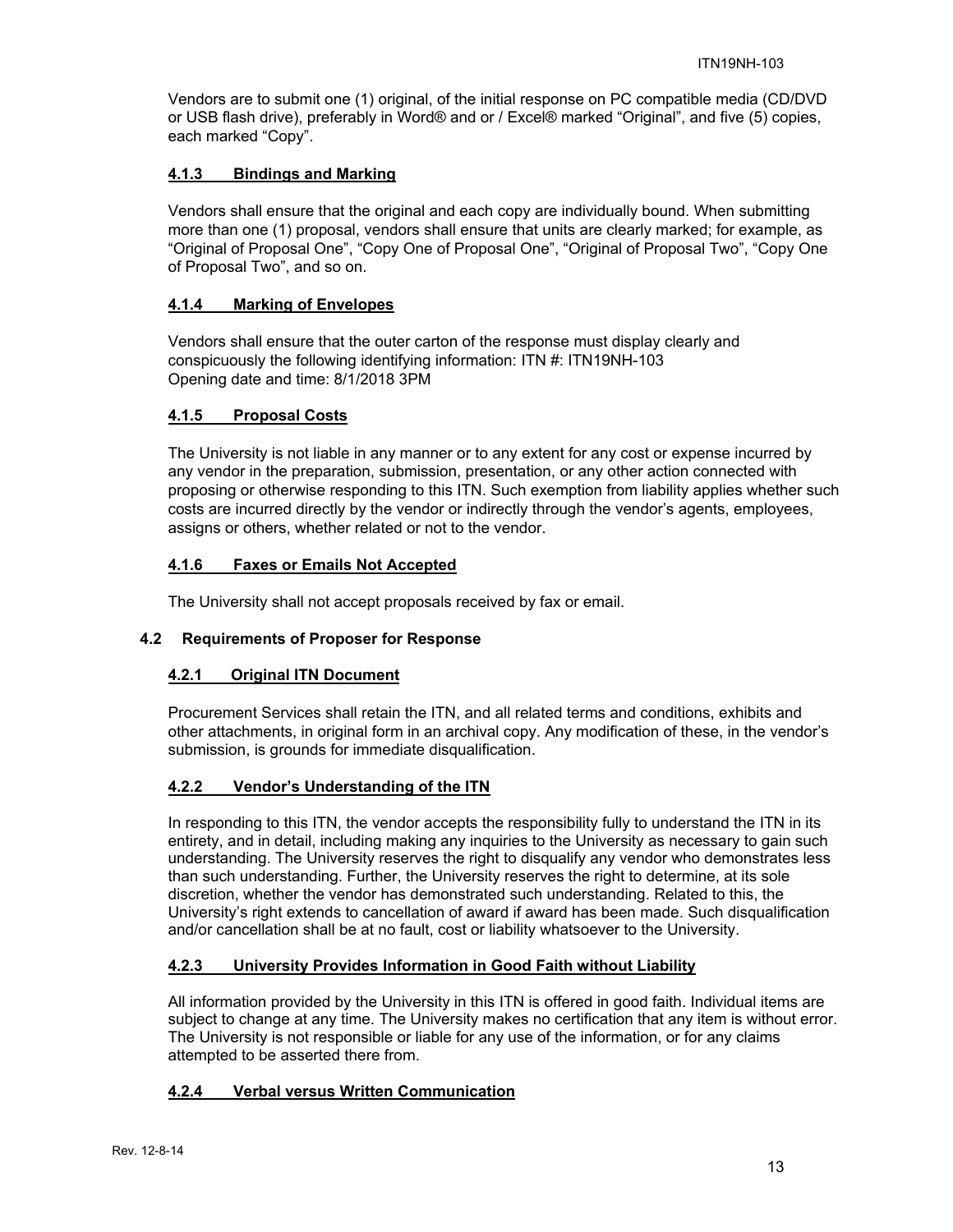Vendors are to submit one (1) original, of the initial response on PC compatible media (CD/DVD or USB flash drive), preferably in Word® and or / Excel® marked “Original”, and five (5) copies, each marked “Copy”.

#### 4.1.3 Bindings and Marking

Vendors shall ensure that the original and each copy are individually bound. When submitting more than one (1) proposal, vendors shall ensure that units are clearly marked; for example, as “Original of Proposal One”, “Copy One of Proposal One”, “Original of Proposal Two”, “Copy One of Proposal Two”, and so on.

#### 4.1.4 Marking of Envelopes

Vendors shall ensure that the outer carton of the response must display clearly and conspicuously the following identifying information: ITN #: ITN19NH-103
Opening date and time: 8/1/2018 3PM

#### 4.1.5 Proposal Costs

The University is not liable in any manner or to any extent for any cost or expense incurred by any vendor in the preparation, submission, presentation, or any other action connected with proposing or otherwise responding to this ITN. Such exemption from liability applies whether such costs are incurred directly by the vendor or indirectly through the vendor’s agents, employees, assigns or others, whether related or not to the vendor.

#### 4.1.6 Faxes or Emails Not Accepted

The University shall not accept proposals received by fax or email.

### 4.2 Requirements of Proposer for Response

#### 4.2.1 Original ITN Document

Procurement Services shall retain the ITN, and all related terms and conditions, exhibits and other attachments, in original form in an archival copy. Any modification of these, in the vendor’s submission, is grounds for immediate disqualification.

#### 4.2.2 Vendor’s Understanding of the ITN

In responding to this ITN, the vendor accepts the responsibility fully to understand the ITN in its entirety, and in detail, including making any inquiries to the University as necessary to gain such understanding. The University reserves the right to disqualify any vendor who demonstrates less than such understanding. Further, the University reserves the right to determine, at its sole discretion, whether the vendor has demonstrated such understanding. Related to this, the University’s right extends to cancellation of award if award has been made. Such disqualification and/or cancellation shall be at no fault, cost or liability whatsoever to the University.

#### 4.2.3 University Provides Information in Good Faith without Liability

All information provided by the University in this ITN is offered in good faith. Individual items are subject to change at any time. The University makes no certification that any item is without error. The University is not responsible or liable for any use of the information, or for any claims attempted to be asserted there from.

#### 4.2.4 Verbal versus Written Communication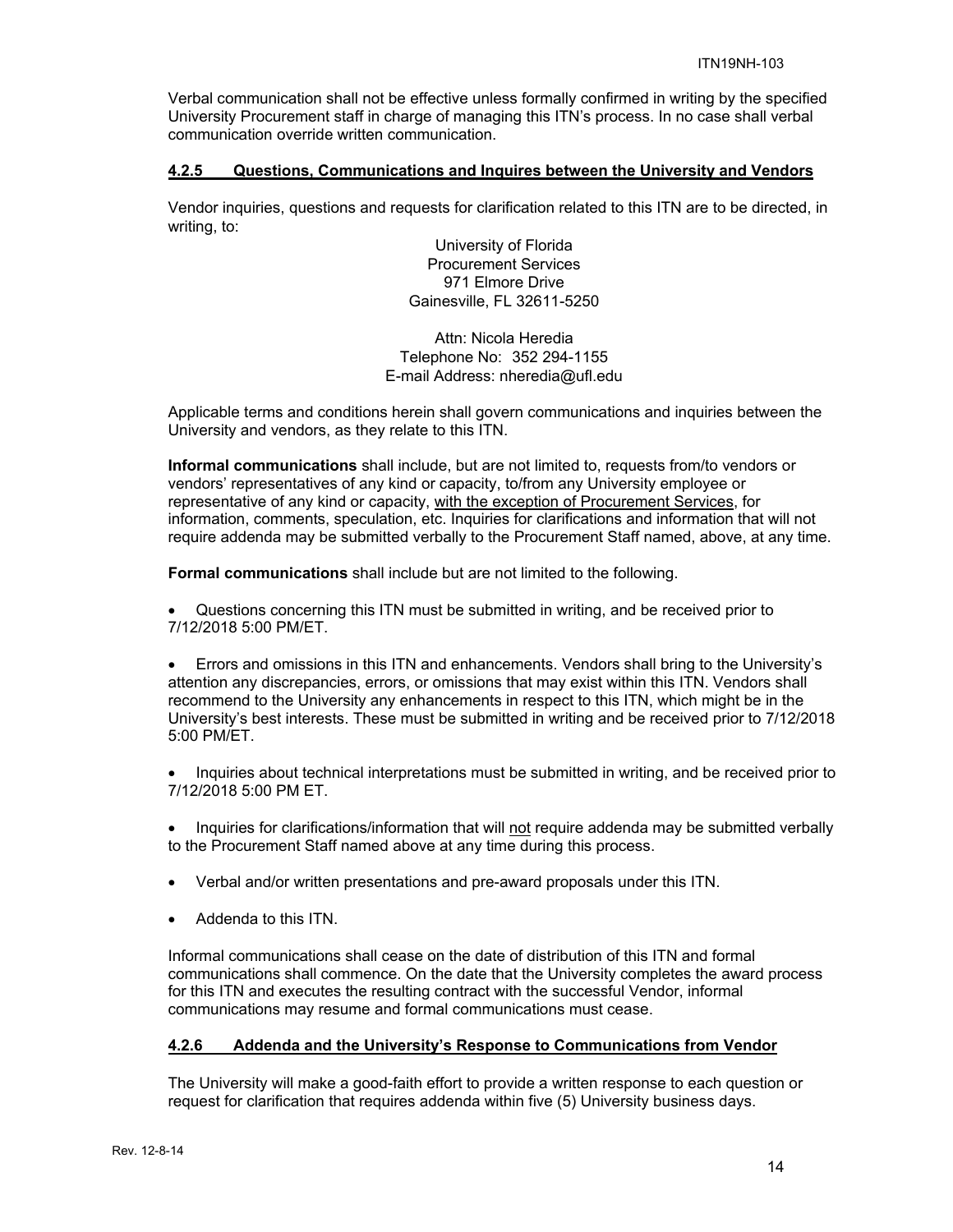Verbal communication shall not be effective unless formally confirmed in writing by the specified University Procurement staff in charge of managing this ITN's process. In no case shall verbal communication override written communication.

#### 4.2.5 Questions, Communications and Inquires between the University and Vendors

Vendor inquiries, questions and requests for clarification related to this ITN are to be directed, in writing, to:

University of Florida
Procurement Services
971 Elmore Drive
Gainesville, FL 32611-5250

Attn: Nicola Heredia
Telephone No: 352 294-1155
E-mail Address: nheredia@ufl.edu

Applicable terms and conditions herein shall govern communications and inquiries between the University and vendors, as they relate to this ITN.

**Informal communications** shall include, but are not limited to, requests from/to vendors or vendors' representatives of any kind or capacity, to/from any University employee or representative of any kind or capacity, <u>with the exception of Procurement Services</u>, for information, comments, speculation, etc. Inquiries for clarifications and information that will not require addenda may be submitted verbally to the Procurement Staff named, above, at any time.

**Formal communications** shall include but are not limited to the following.

- Questions concerning this ITN must be submitted in writing, and be received prior to 7/12/2018 5:00 PM/ET.
- Errors and omissions in this ITN and enhancements. Vendors shall bring to the University's attention any discrepancies, errors, or omissions that may exist within this ITN. Vendors shall recommend to the University any enhancements in respect to this ITN, which might be in the University's best interests. These must be submitted in writing and be received prior to 7/12/2018 5:00 PM/ET.
- Inquiries about technical interpretations must be submitted in writing, and be received prior to 7/12/2018 5:00 PM ET.
- Inquiries for clarifications/information that will <u>not</u> require addenda may be submitted verbally to the Procurement Staff named above at any time during this process.
- Verbal and/or written presentations and pre-award proposals under this ITN.
- Addenda to this ITN.

Informal communications shall cease on the date of distribution of this ITN and formal communications shall commence. On the date that the University completes the award process for this ITN and executes the resulting contract with the successful Vendor, informal communications may resume and formal communications must cease.

#### 4.2.6 Addenda and the University's Response to Communications from Vendor

The University will make a good-faith effort to provide a written response to each question or request for clarification that requires addenda within five (5) University business days.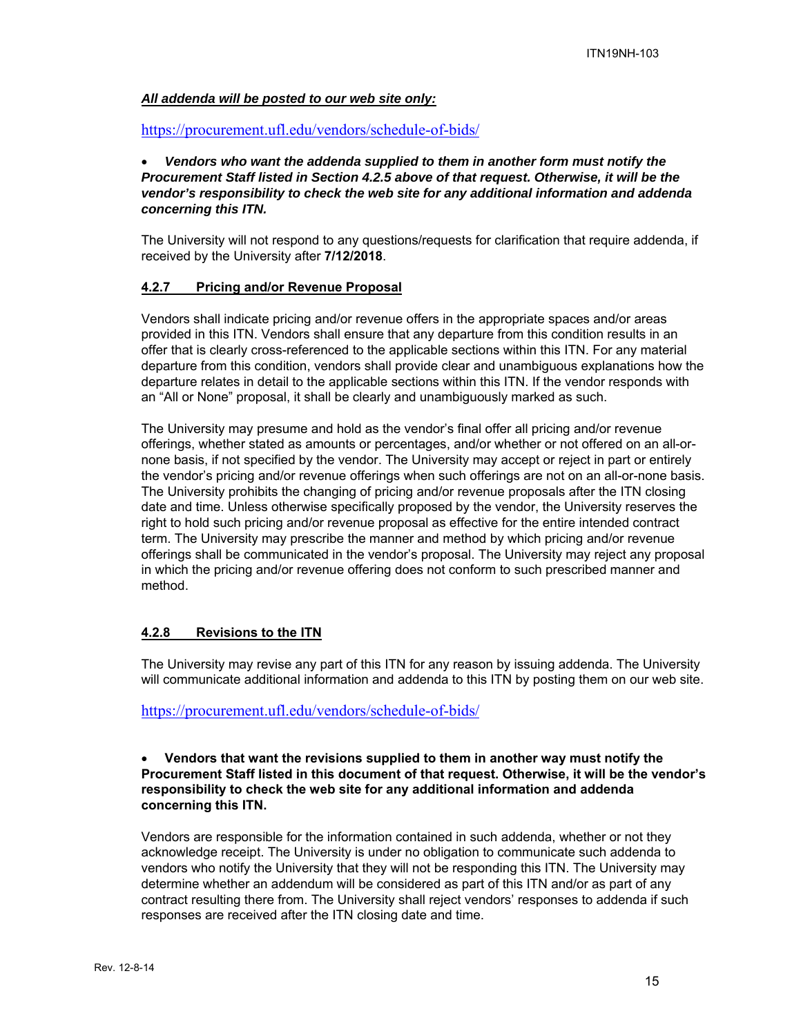***All addenda will be posted to our web site only:***

https://procurement.ufl.edu/vendors/schedule-of-bids/

- ***Vendors who want the addenda supplied to them in another form must notify the Procurement Staff listed in Section 4.2.5 above of that request. Otherwise, it will be the vendor's responsibility to check the web site for any additional information and addenda concerning this ITN.***

The University will not respond to any questions/requests for clarification that require addenda, if received by the University after **7/12/2018**.

### 4.2.7 Pricing and/or Revenue Proposal

Vendors shall indicate pricing and/or revenue offers in the appropriate spaces and/or areas provided in this ITN. Vendors shall ensure that any departure from this condition results in an offer that is clearly cross-referenced to the applicable sections within this ITN. For any material departure from this condition, vendors shall provide clear and unambiguous explanations how the departure relates in detail to the applicable sections within this ITN. If the vendor responds with an "All or None" proposal, it shall be clearly and unambiguously marked as such.

The University may presume and hold as the vendor's final offer all pricing and/or revenue offerings, whether stated as amounts or percentages, and/or whether or not offered on an all-or-none basis, if not specified by the vendor. The University may accept or reject in part or entirely the vendor's pricing and/or revenue offerings when such offerings are not on an all-or-none basis. The University prohibits the changing of pricing and/or revenue proposals after the ITN closing date and time. Unless otherwise specifically proposed by the vendor, the University reserves the right to hold such pricing and/or revenue proposal as effective for the entire intended contract term. The University may prescribe the manner and method by which pricing and/or revenue offerings shall be communicated in the vendor's proposal. The University may reject any proposal in which the pricing and/or revenue offering does not conform to such prescribed manner and method.

### 4.2.8 Revisions to the ITN

The University may revise any part of this ITN for any reason by issuing addenda. The University will communicate additional information and addenda to this ITN by posting them on our web site.

https://procurement.ufl.edu/vendors/schedule-of-bids/

- **Vendors that want the revisions supplied to them in another way must notify the Procurement Staff listed in this document of that request. Otherwise, it will be the vendor's responsibility to check the web site for any additional information and addenda concerning this ITN.**

Vendors are responsible for the information contained in such addenda, whether or not they acknowledge receipt. The University is under no obligation to communicate such addenda to vendors who notify the University that they will not be responding this ITN. The University may determine whether an addendum will be considered as part of this ITN and/or as part of any contract resulting there from. The University shall reject vendors' responses to addenda if such responses are received after the ITN closing date and time.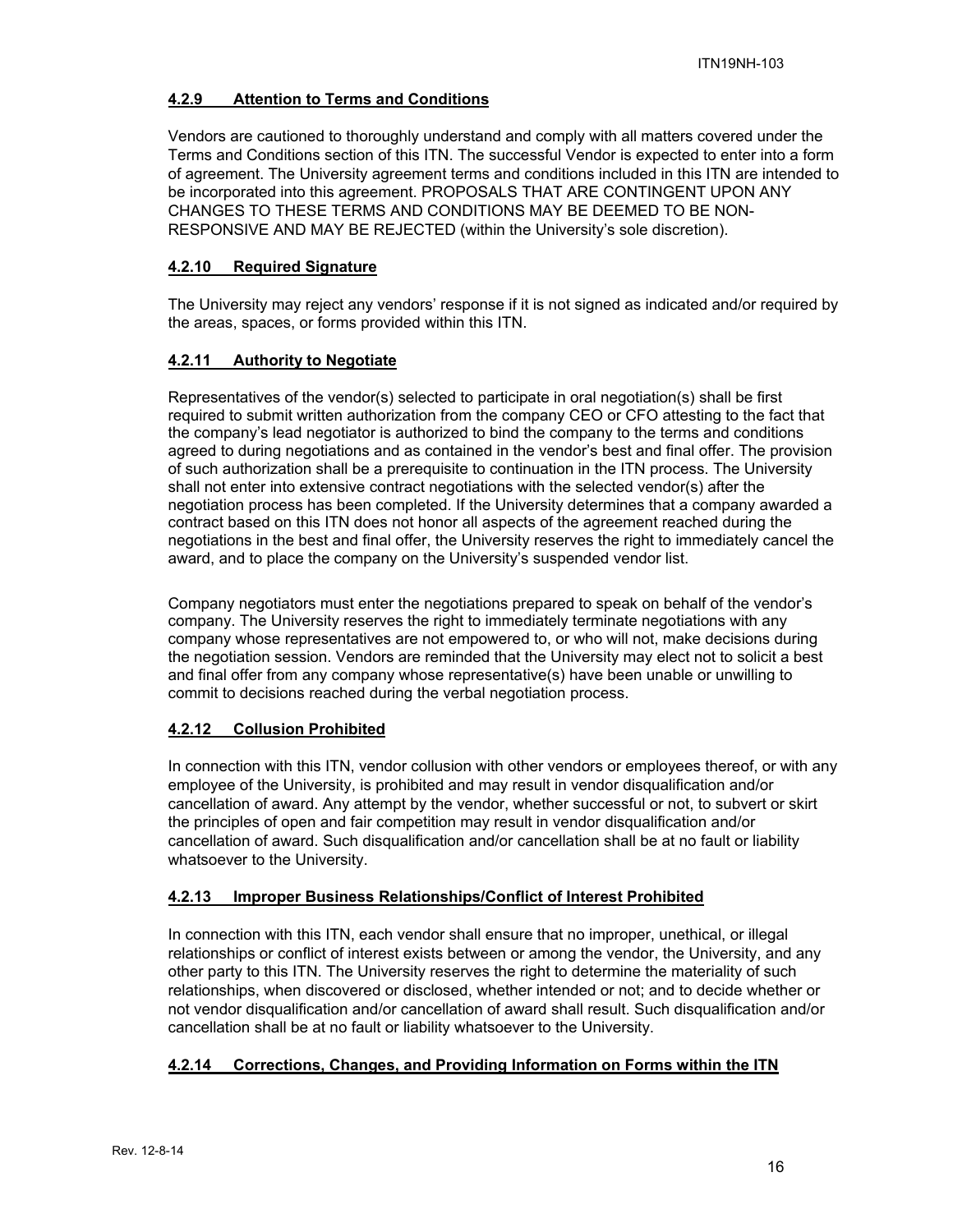#### **4.2.9 Attention to Terms and Conditions**

Vendors are cautioned to thoroughly understand and comply with all matters covered under the Terms and Conditions section of this ITN. The successful Vendor is expected to enter into a form of agreement. The University agreement terms and conditions included in this ITN are intended to be incorporated into this agreement. PROPOSALS THAT ARE CONTINGENT UPON ANY CHANGES TO THESE TERMS AND CONDITIONS MAY BE DEEMED TO BE NON-RESPONSIVE AND MAY BE REJECTED (within the University's sole discretion).

#### **4.2.10 Required Signature**

The University may reject any vendors' response if it is not signed as indicated and/or required by the areas, spaces, or forms provided within this ITN.

#### **4.2.11 Authority to Negotiate**

Representatives of the vendor(s) selected to participate in oral negotiation(s) shall be first required to submit written authorization from the company CEO or CFO attesting to the fact that the company's lead negotiator is authorized to bind the company to the terms and conditions agreed to during negotiations and as contained in the vendor's best and final offer. The provision of such authorization shall be a prerequisite to continuation in the ITN process. The University shall not enter into extensive contract negotiations with the selected vendor(s) after the negotiation process has been completed. If the University determines that a company awarded a contract based on this ITN does not honor all aspects of the agreement reached during the negotiations in the best and final offer, the University reserves the right to immediately cancel the award, and to place the company on the University's suspended vendor list.

Company negotiators must enter the negotiations prepared to speak on behalf of the vendor's company. The University reserves the right to immediately terminate negotiations with any company whose representatives are not empowered to, or who will not, make decisions during the negotiation session. Vendors are reminded that the University may elect not to solicit a best and final offer from any company whose representative(s) have been unable or unwilling to commit to decisions reached during the verbal negotiation process.

#### **4.2.12 Collusion Prohibited**

In connection with this ITN, vendor collusion with other vendors or employees thereof, or with any employee of the University, is prohibited and may result in vendor disqualification and/or cancellation of award. Any attempt by the vendor, whether successful or not, to subvert or skirt the principles of open and fair competition may result in vendor disqualification and/or cancellation of award. Such disqualification and/or cancellation shall be at no fault or liability whatsoever to the University.

#### **4.2.13 Improper Business Relationships/Conflict of Interest Prohibited**

In connection with this ITN, each vendor shall ensure that no improper, unethical, or illegal relationships or conflict of interest exists between or among the vendor, the University, and any other party to this ITN. The University reserves the right to determine the materiality of such relationships, when discovered or disclosed, whether intended or not; and to decide whether or not vendor disqualification and/or cancellation of award shall result. Such disqualification and/or cancellation shall be at no fault or liability whatsoever to the University.

#### **4.2.14 Corrections, Changes, and Providing Information on Forms within the ITN**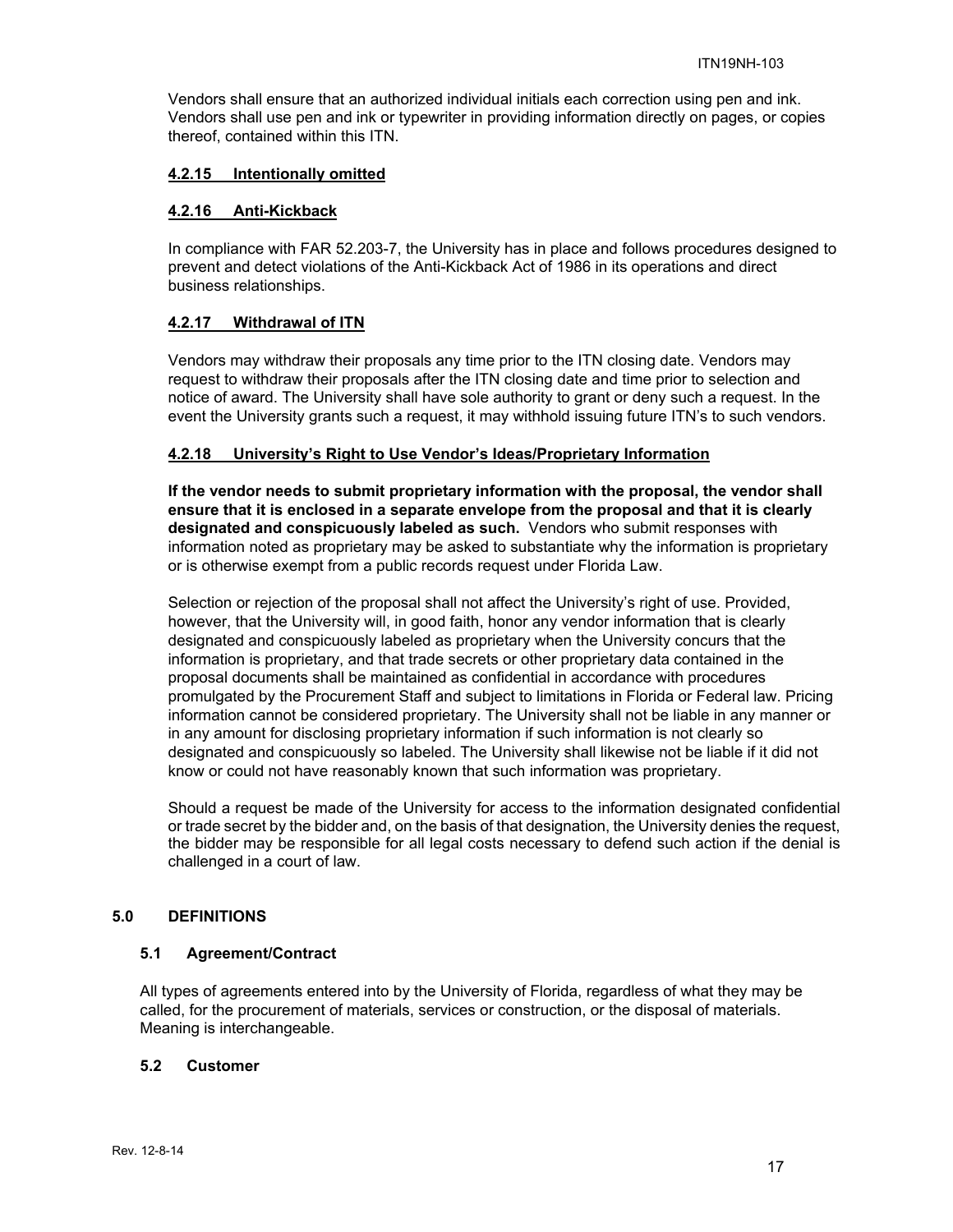Vendors shall ensure that an authorized individual initials each correction using pen and ink. Vendors shall use pen and ink or typewriter in providing information directly on pages, or copies thereof, contained within this ITN.

#### 4.2.15 Intentionally omitted

#### 4.2.16 Anti-Kickback

In compliance with FAR 52.203-7, the University has in place and follows procedures designed to prevent and detect violations of the Anti-Kickback Act of 1986 in its operations and direct business relationships.

#### 4.2.17 Withdrawal of ITN

Vendors may withdraw their proposals any time prior to the ITN closing date. Vendors may request to withdraw their proposals after the ITN closing date and time prior to selection and notice of award. The University shall have sole authority to grant or deny such a request. In the event the University grants such a request, it may withhold issuing future ITN's to such vendors.

#### 4.2.18 University's Right to Use Vendor's Ideas/Proprietary Information

**If the vendor needs to submit proprietary information with the proposal, the vendor shall ensure that it is enclosed in a separate envelope from the proposal and that it is clearly designated and conspicuously labeled as such.** Vendors who submit responses with information noted as proprietary may be asked to substantiate why the information is proprietary or is otherwise exempt from a public records request under Florida Law.

Selection or rejection of the proposal shall not affect the University's right of use. Provided, however, that the University will, in good faith, honor any vendor information that is clearly designated and conspicuously labeled as proprietary when the University concurs that the information is proprietary, and that trade secrets or other proprietary data contained in the proposal documents shall be maintained as confidential in accordance with procedures promulgated by the Procurement Staff and subject to limitations in Florida or Federal law. Pricing information cannot be considered proprietary. The University shall not be liable in any manner or in any amount for disclosing proprietary information if such information is not clearly so designated and conspicuously so labeled. The University shall likewise not be liable if it did not know or could not have reasonably known that such information was proprietary.

Should a request be made of the University for access to the information designated confidential or trade secret by the bidder and, on the basis of that designation, the University denies the request, the bidder may be responsible for all legal costs necessary to defend such action if the denial is challenged in a court of law.

## 5.0 DEFINITIONS

### 5.1 Agreement/Contract

All types of agreements entered into by the University of Florida, regardless of what they may be called, for the procurement of materials, services or construction, or the disposal of materials. Meaning is interchangeable.

### 5.2 Customer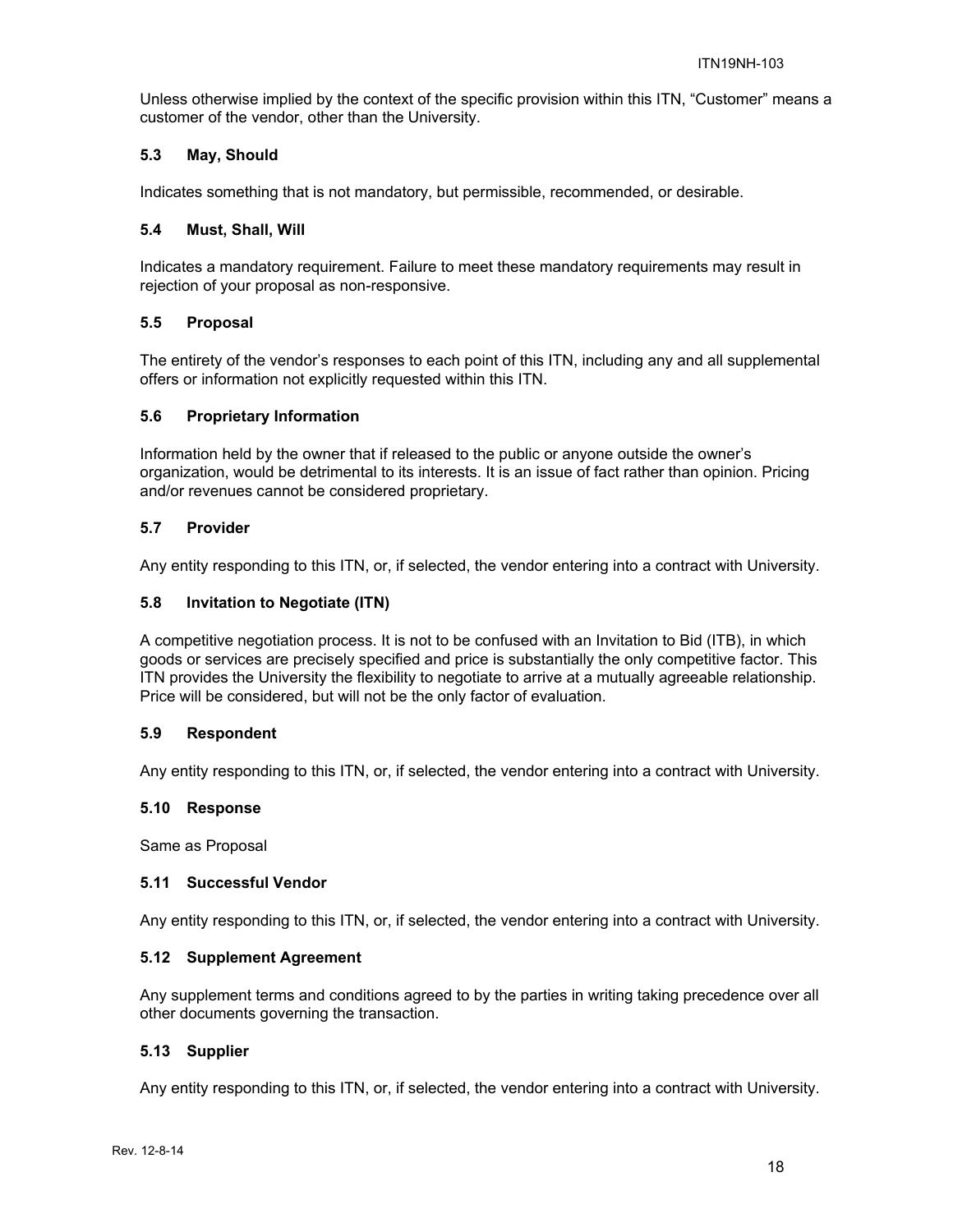Unless otherwise implied by the context of the specific provision within this ITN, "Customer" means a customer of the vendor, other than the University.

### 5.3 May, Should

Indicates something that is not mandatory, but permissible, recommended, or desirable.

### 5.4 Must, Shall, Will

Indicates a mandatory requirement. Failure to meet these mandatory requirements may result in rejection of your proposal as non-responsive.

### 5.5 Proposal

The entirety of the vendor's responses to each point of this ITN, including any and all supplemental offers or information not explicitly requested within this ITN.

### 5.6 Proprietary Information

Information held by the owner that if released to the public or anyone outside the owner's organization, would be detrimental to its interests. It is an issue of fact rather than opinion. Pricing and/or revenues cannot be considered proprietary.

### 5.7 Provider

Any entity responding to this ITN, or, if selected, the vendor entering into a contract with University.

### 5.8 Invitation to Negotiate (ITN)

A competitive negotiation process. It is not to be confused with an Invitation to Bid (ITB), in which goods or services are precisely specified and price is substantially the only competitive factor. This ITN provides the University the flexibility to negotiate to arrive at a mutually agreeable relationship. Price will be considered, but will not be the only factor of evaluation.

### 5.9 Respondent

Any entity responding to this ITN, or, if selected, the vendor entering into a contract with University.

### 5.10 Response

Same as Proposal

### 5.11 Successful Vendor

Any entity responding to this ITN, or, if selected, the vendor entering into a contract with University.

### 5.12 Supplement Agreement

Any supplement terms and conditions agreed to by the parties in writing taking precedence over all other documents governing the transaction.

### 5.13 Supplier

Any entity responding to this ITN, or, if selected, the vendor entering into a contract with University.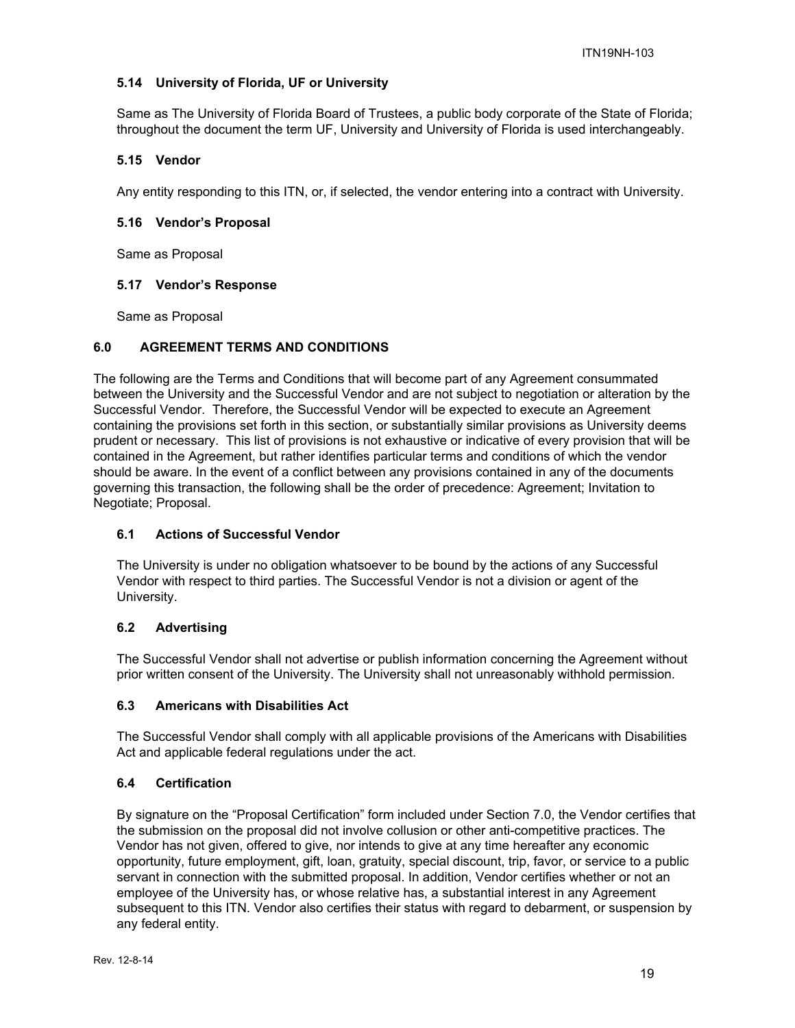### 5.14 University of Florida, UF or University

Same as The University of Florida Board of Trustees, a public body corporate of the State of Florida; throughout the document the term UF, University and University of Florida is used interchangeably.

### 5.15 Vendor

Any entity responding to this ITN, or, if selected, the vendor entering into a contract with University.

### 5.16 Vendor's Proposal

Same as Proposal

### 5.17 Vendor's Response

Same as Proposal

## 6.0 AGREEMENT TERMS AND CONDITIONS

The following are the Terms and Conditions that will become part of any Agreement consummated between the University and the Successful Vendor and are not subject to negotiation or alteration by the Successful Vendor. Therefore, the Successful Vendor will be expected to execute an Agreement containing the provisions set forth in this section, or substantially similar provisions as University deems prudent or necessary. This list of provisions is not exhaustive or indicative of every provision that will be contained in the Agreement, but rather identifies particular terms and conditions of which the vendor should be aware. In the event of a conflict between any provisions contained in any of the documents governing this transaction, the following shall be the order of precedence: Agreement; Invitation to Negotiate; Proposal.

### 6.1 Actions of Successful Vendor

The University is under no obligation whatsoever to be bound by the actions of any Successful Vendor with respect to third parties. The Successful Vendor is not a division or agent of the University.

### 6.2 Advertising

The Successful Vendor shall not advertise or publish information concerning the Agreement without prior written consent of the University. The University shall not unreasonably withhold permission.

### 6.3 Americans with Disabilities Act

The Successful Vendor shall comply with all applicable provisions of the Americans with Disabilities Act and applicable federal regulations under the act.

### 6.4 Certification

By signature on the "Proposal Certification" form included under Section 7.0, the Vendor certifies that the submission on the proposal did not involve collusion or other anti-competitive practices. The Vendor has not given, offered to give, nor intends to give at any time hereafter any economic opportunity, future employment, gift, loan, gratuity, special discount, trip, favor, or service to a public servant in connection with the submitted proposal. In addition, Vendor certifies whether or not an employee of the University has, or whose relative has, a substantial interest in any Agreement subsequent to this ITN. Vendor also certifies their status with regard to debarment, or suspension by any federal entity.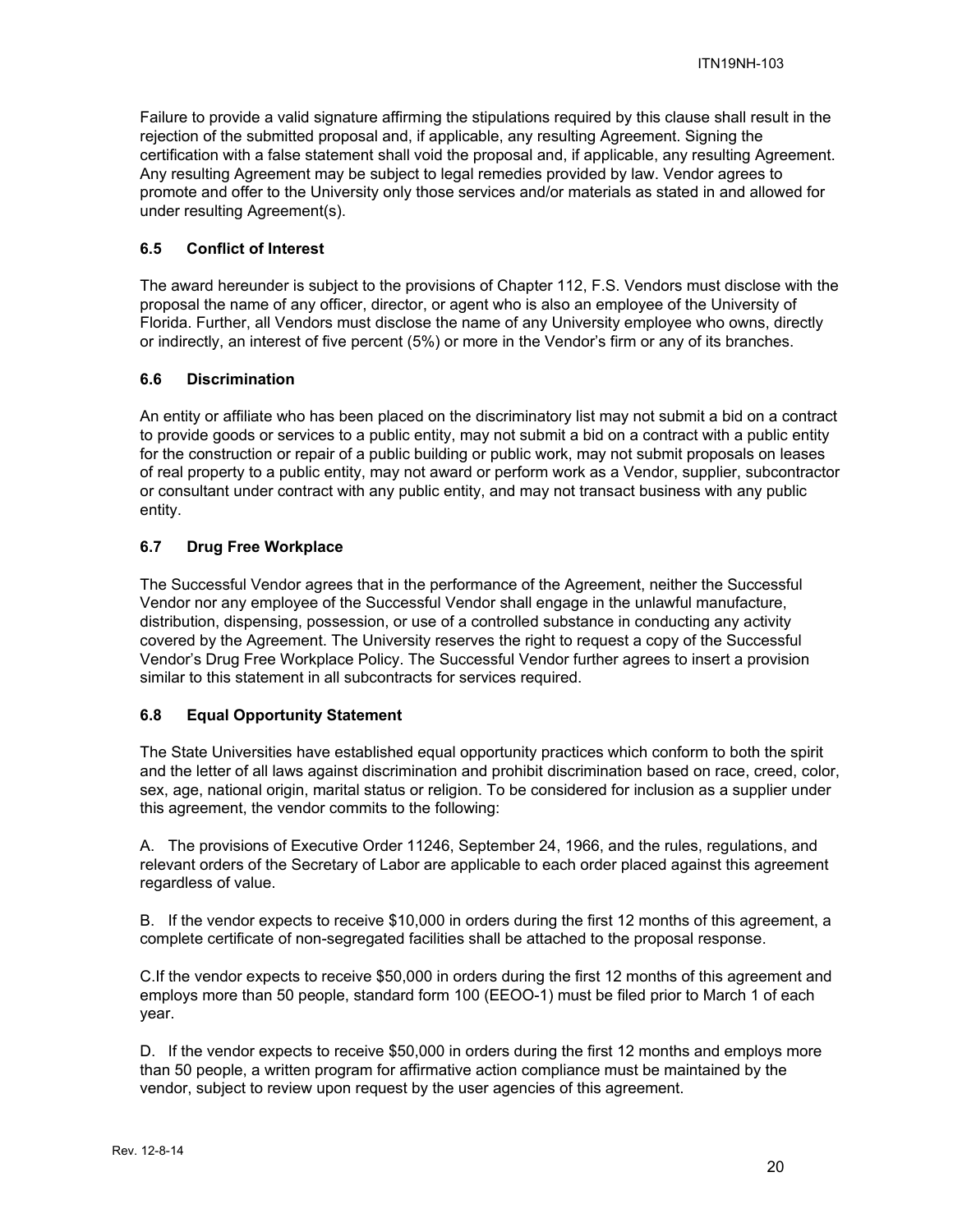Failure to provide a valid signature affirming the stipulations required by this clause shall result in the rejection of the submitted proposal and, if applicable, any resulting Agreement. Signing the certification with a false statement shall void the proposal and, if applicable, any resulting Agreement. Any resulting Agreement may be subject to legal remedies provided by law. Vendor agrees to promote and offer to the University only those services and/or materials as stated in and allowed for under resulting Agreement(s).

### 6.5 Conflict of Interest

The award hereunder is subject to the provisions of Chapter 112, F.S. Vendors must disclose with the proposal the name of any officer, director, or agent who is also an employee of the University of Florida. Further, all Vendors must disclose the name of any University employee who owns, directly or indirectly, an interest of five percent (5%) or more in the Vendor's firm or any of its branches.

### 6.6 Discrimination

An entity or affiliate who has been placed on the discriminatory list may not submit a bid on a contract to provide goods or services to a public entity, may not submit a bid on a contract with a public entity for the construction or repair of a public building or public work, may not submit proposals on leases of real property to a public entity, may not award or perform work as a Vendor, supplier, subcontractor or consultant under contract with any public entity, and may not transact business with any public entity.

### 6.7 Drug Free Workplace

The Successful Vendor agrees that in the performance of the Agreement, neither the Successful Vendor nor any employee of the Successful Vendor shall engage in the unlawful manufacture, distribution, dispensing, possession, or use of a controlled substance in conducting any activity covered by the Agreement. The University reserves the right to request a copy of the Successful Vendor's Drug Free Workplace Policy. The Successful Vendor further agrees to insert a provision similar to this statement in all subcontracts for services required.

### 6.8 Equal Opportunity Statement

The State Universities have established equal opportunity practices which conform to both the spirit and the letter of all laws against discrimination and prohibit discrimination based on race, creed, color, sex, age, national origin, marital status or religion. To be considered for inclusion as a supplier under this agreement, the vendor commits to the following:

A. The provisions of Executive Order 11246, September 24, 1966, and the rules, regulations, and relevant orders of the Secretary of Labor are applicable to each order placed against this agreement regardless of value.

B. If the vendor expects to receive $10,000 in orders during the first 12 months of this agreement, a complete certificate of non-segregated facilities shall be attached to the proposal response.

C.If the vendor expects to receive $50,000 in orders during the first 12 months of this agreement and employs more than 50 people, standard form 100 (EEOO-1) must be filed prior to March 1 of each year.

D. If the vendor expects to receive $50,000 in orders during the first 12 months and employs more than 50 people, a written program for affirmative action compliance must be maintained by the vendor, subject to review upon request by the user agencies of this agreement.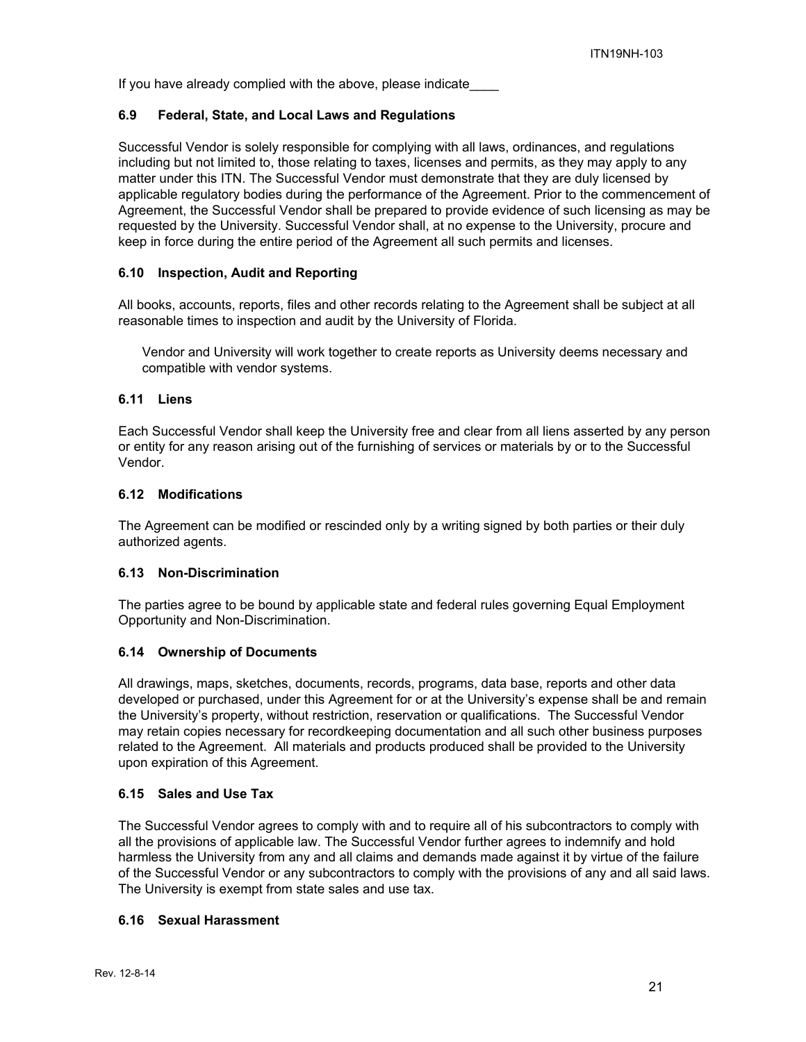If you have already complied with the above, please indicate____

### 6.9 Federal, State, and Local Laws and Regulations

Successful Vendor is solely responsible for complying with all laws, ordinances, and regulations including but not limited to, those relating to taxes, licenses and permits, as they may apply to any matter under this ITN. The Successful Vendor must demonstrate that they are duly licensed by applicable regulatory bodies during the performance of the Agreement. Prior to the commencement of Agreement, the Successful Vendor shall be prepared to provide evidence of such licensing as may be requested by the University. Successful Vendor shall, at no expense to the University, procure and keep in force during the entire period of the Agreement all such permits and licenses.

### 6.10 Inspection, Audit and Reporting

All books, accounts, reports, files and other records relating to the Agreement shall be subject at all reasonable times to inspection and audit by the University of Florida.

Vendor and University will work together to create reports as University deems necessary and compatible with vendor systems.

### 6.11 Liens

Each Successful Vendor shall keep the University free and clear from all liens asserted by any person or entity for any reason arising out of the furnishing of services or materials by or to the Successful Vendor.

### 6.12 Modifications

The Agreement can be modified or rescinded only by a writing signed by both parties or their duly authorized agents.

### 6.13 Non-Discrimination

The parties agree to be bound by applicable state and federal rules governing Equal Employment Opportunity and Non-Discrimination.

### 6.14 Ownership of Documents

All drawings, maps, sketches, documents, records, programs, data base, reports and other data developed or purchased, under this Agreement for or at the University's expense shall be and remain the University's property, without restriction, reservation or qualifications. The Successful Vendor may retain copies necessary for recordkeeping documentation and all such other business purposes related to the Agreement. All materials and products produced shall be provided to the University upon expiration of this Agreement.

### 6.15 Sales and Use Tax

The Successful Vendor agrees to comply with and to require all of his subcontractors to comply with all the provisions of applicable law. The Successful Vendor further agrees to indemnify and hold harmless the University from any and all claims and demands made against it by virtue of the failure of the Successful Vendor or any subcontractors to comply with the provisions of any and all said laws. The University is exempt from state sales and use tax.

### 6.16 Sexual Harassment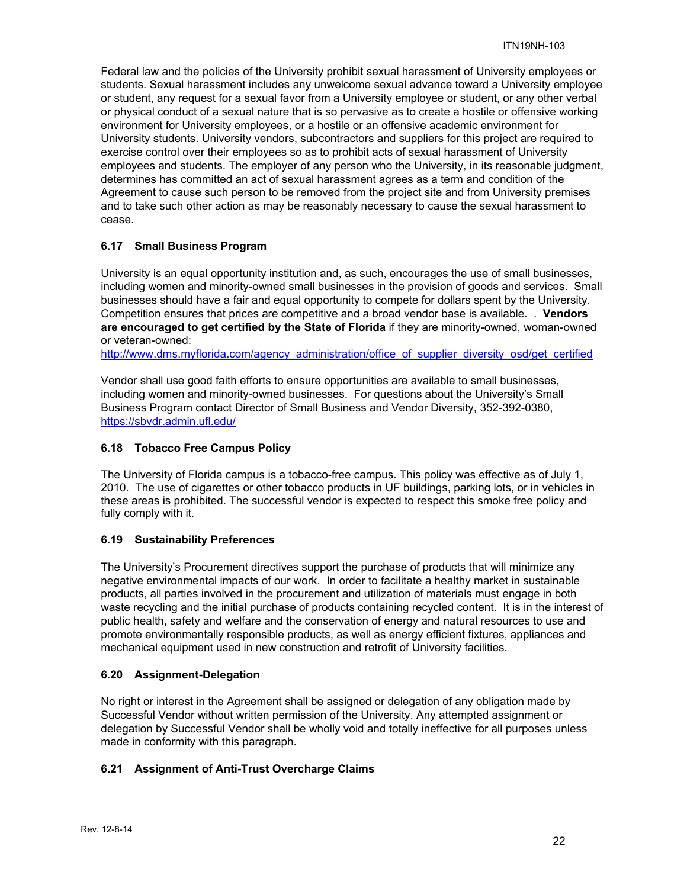Federal law and the policies of the University prohibit sexual harassment of University employees or students. Sexual harassment includes any unwelcome sexual advance toward a University employee or student, any request for a sexual favor from a University employee or student, or any other verbal or physical conduct of a sexual nature that is so pervasive as to create a hostile or offensive working environment for University employees, or a hostile or an offensive academic environment for University students. University vendors, subcontractors and suppliers for this project are required to exercise control over their employees so as to prohibit acts of sexual harassment of University employees and students. The employer of any person who the University, in its reasonable judgment, determines has committed an act of sexual harassment agrees as a term and condition of the Agreement to cause such person to be removed from the project site and from University premises and to take such other action as may be reasonably necessary to cause the sexual harassment to cease.

### 6.17 Small Business Program

University is an equal opportunity institution and, as such, encourages the use of small businesses, including women and minority-owned small businesses in the provision of goods and services. Small businesses should have a fair and equal opportunity to compete for dollars spent by the University. Competition ensures that prices are competitive and a broad vendor base is available. . **Vendors are encouraged to get certified by the State of Florida** if they are minority-owned, woman-owned or veteran-owned:
http://www.dms.myflorida.com/agency_administration/office_of_supplier_diversity_osd/get_certified

Vendor shall use good faith efforts to ensure opportunities are available to small businesses, including women and minority-owned businesses. For questions about the University's Small Business Program contact Director of Small Business and Vendor Diversity, 352-392-0380, https://sbvdr.admin.ufl.edu/

### 6.18 Tobacco Free Campus Policy

The University of Florida campus is a tobacco-free campus. This policy was effective as of July 1, 2010. The use of cigarettes or other tobacco products in UF buildings, parking lots, or in vehicles in these areas is prohibited. The successful vendor is expected to respect this smoke free policy and fully comply with it.

### 6.19 Sustainability Preferences

The University's Procurement directives support the purchase of products that will minimize any negative environmental impacts of our work. In order to facilitate a healthy market in sustainable products, all parties involved in the procurement and utilization of materials must engage in both waste recycling and the initial purchase of products containing recycled content. It is in the interest of public health, safety and welfare and the conservation of energy and natural resources to use and promote environmentally responsible products, as well as energy efficient fixtures, appliances and mechanical equipment used in new construction and retrofit of University facilities.

### 6.20 Assignment-Delegation

No right or interest in the Agreement shall be assigned or delegation of any obligation made by Successful Vendor without written permission of the University. Any attempted assignment or delegation by Successful Vendor shall be wholly void and totally ineffective for all purposes unless made in conformity with this paragraph.

### 6.21 Assignment of Anti-Trust Overcharge Claims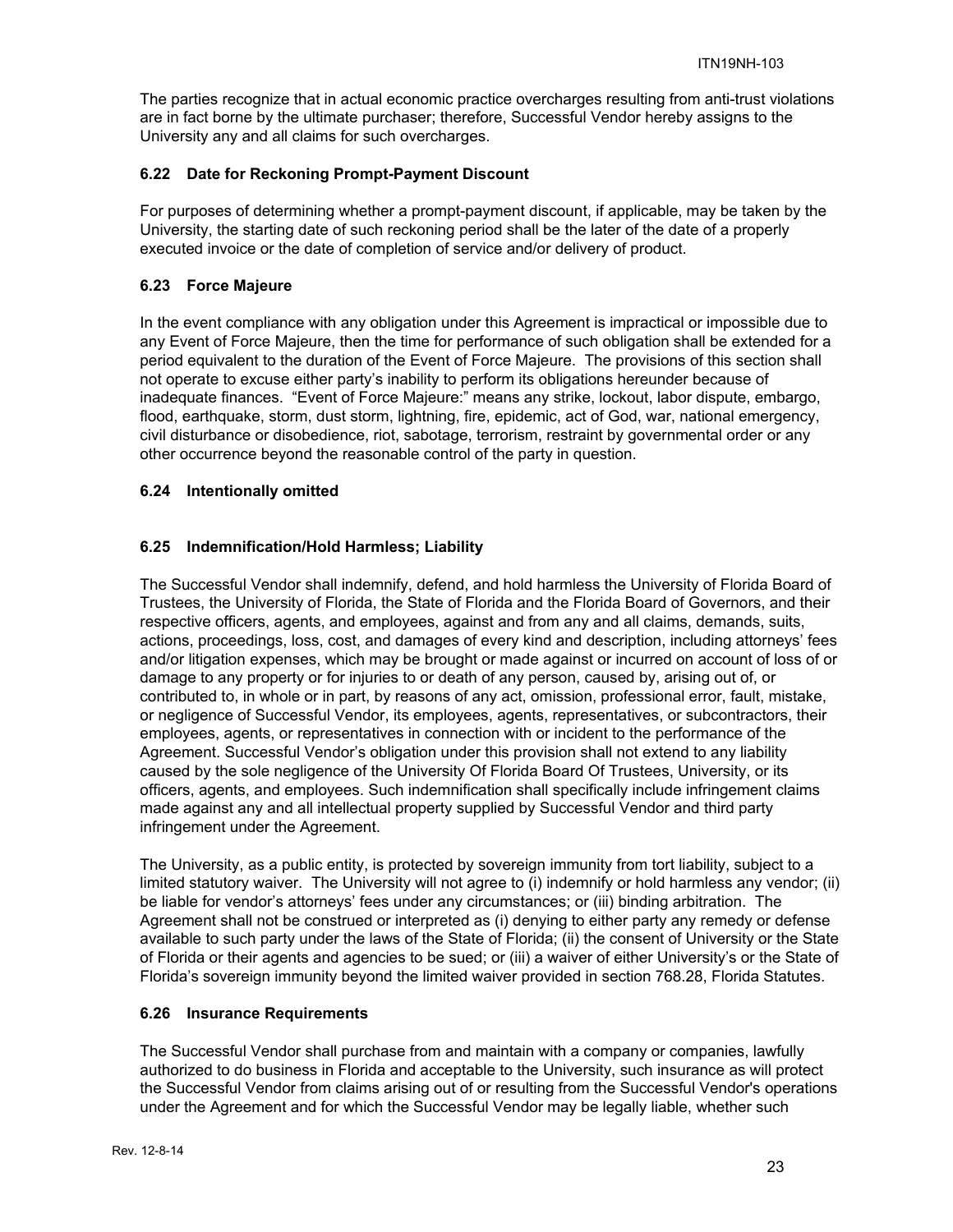The parties recognize that in actual economic practice overcharges resulting from anti-trust violations are in fact borne by the ultimate purchaser; therefore, Successful Vendor hereby assigns to the University any and all claims for such overcharges.

### 6.22 Date for Reckoning Prompt-Payment Discount

For purposes of determining whether a prompt-payment discount, if applicable, may be taken by the University, the starting date of such reckoning period shall be the later of the date of a properly executed invoice or the date of completion of service and/or delivery of product.

### 6.23 Force Majeure

In the event compliance with any obligation under this Agreement is impractical or impossible due to any Event of Force Majeure, then the time for performance of such obligation shall be extended for a period equivalent to the duration of the Event of Force Majeure. The provisions of this section shall not operate to excuse either party's inability to perform its obligations hereunder because of inadequate finances. "Event of Force Majeure:" means any strike, lockout, labor dispute, embargo, flood, earthquake, storm, dust storm, lightning, fire, epidemic, act of God, war, national emergency, civil disturbance or disobedience, riot, sabotage, terrorism, restraint by governmental order or any other occurrence beyond the reasonable control of the party in question.

### 6.24 Intentionally omitted

### 6.25 Indemnification/Hold Harmless; Liability

The Successful Vendor shall indemnify, defend, and hold harmless the University of Florida Board of Trustees, the University of Florida, the State of Florida and the Florida Board of Governors, and their respective officers, agents, and employees, against and from any and all claims, demands, suits, actions, proceedings, loss, cost, and damages of every kind and description, including attorneys' fees and/or litigation expenses, which may be brought or made against or incurred on account of loss of or damage to any property or for injuries to or death of any person, caused by, arising out of, or contributed to, in whole or in part, by reasons of any act, omission, professional error, fault, mistake, or negligence of Successful Vendor, its employees, agents, representatives, or subcontractors, their employees, agents, or representatives in connection with or incident to the performance of the Agreement. Successful Vendor's obligation under this provision shall not extend to any liability caused by the sole negligence of the University Of Florida Board Of Trustees, University, or its officers, agents, and employees. Such indemnification shall specifically include infringement claims made against any and all intellectual property supplied by Successful Vendor and third party infringement under the Agreement.

The University, as a public entity, is protected by sovereign immunity from tort liability, subject to a limited statutory waiver. The University will not agree to (i) indemnify or hold harmless any vendor; (ii) be liable for vendor's attorneys' fees under any circumstances; or (iii) binding arbitration. The Agreement shall not be construed or interpreted as (i) denying to either party any remedy or defense available to such party under the laws of the State of Florida; (ii) the consent of University or the State of Florida or their agents and agencies to be sued; or (iii) a waiver of either University's or the State of Florida's sovereign immunity beyond the limited waiver provided in section 768.28, Florida Statutes.

### 6.26 Insurance Requirements

The Successful Vendor shall purchase from and maintain with a company or companies, lawfully authorized to do business in Florida and acceptable to the University, such insurance as will protect the Successful Vendor from claims arising out of or resulting from the Successful Vendor's operations under the Agreement and for which the Successful Vendor may be legally liable, whether such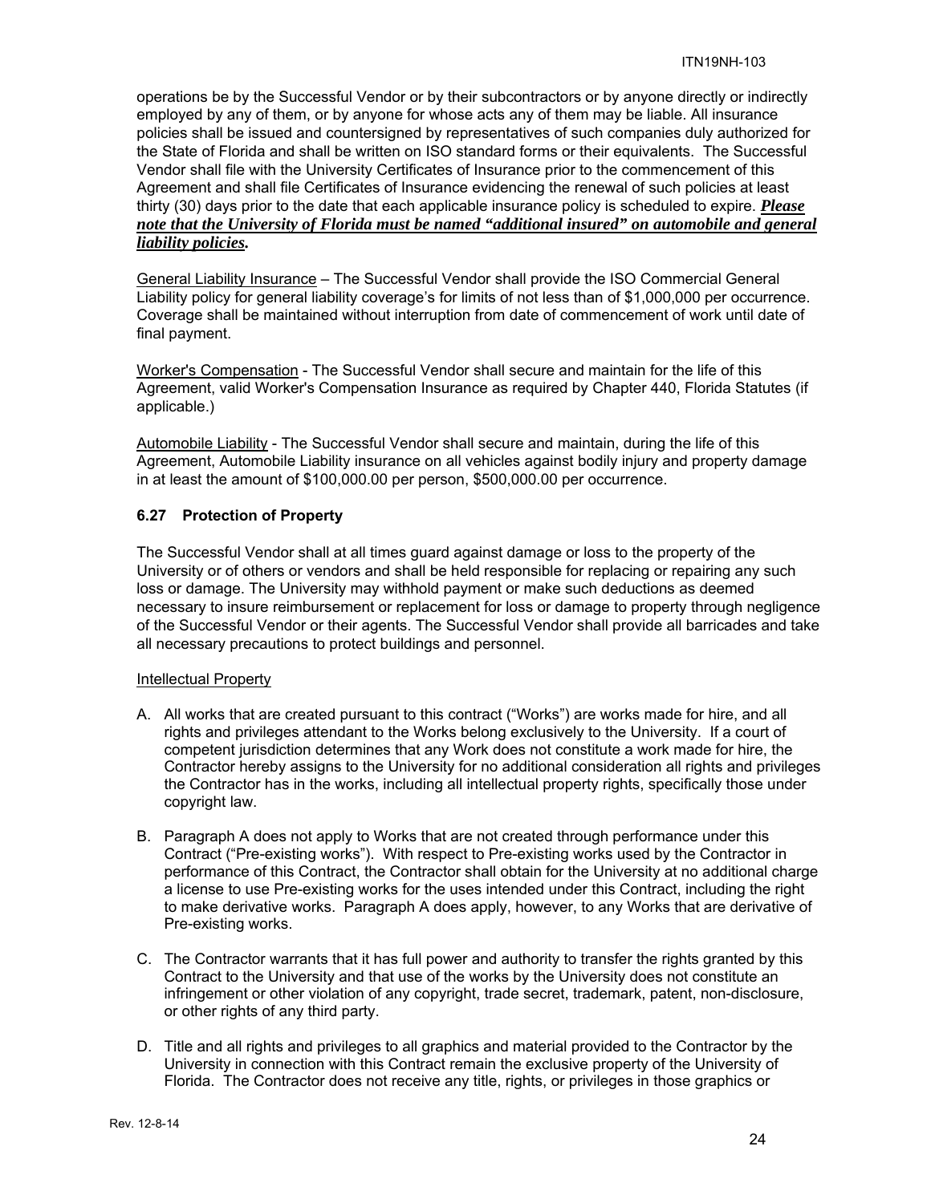operations be by the Successful Vendor or by their subcontractors or by anyone directly or indirectly employed by any of them, or by anyone for whose acts any of them may be liable. All insurance policies shall be issued and countersigned by representatives of such companies duly authorized for the State of Florida and shall be written on ISO standard forms or their equivalents. The Successful Vendor shall file with the University Certificates of Insurance prior to the commencement of this Agreement and shall file Certificates of Insurance evidencing the renewal of such policies at least thirty (30) days prior to the date that each applicable insurance policy is scheduled to expire. ***Please note that the University of Florida must be named "additional insured" on automobile and general liability policies.***

General Liability Insurance – The Successful Vendor shall provide the ISO Commercial General Liability policy for general liability coverage's for limits of not less than of $1,000,000 per occurrence. Coverage shall be maintained without interruption from date of commencement of work until date of final payment.

Worker's Compensation - The Successful Vendor shall secure and maintain for the life of this Agreement, valid Worker's Compensation Insurance as required by Chapter 440, Florida Statutes (if applicable.)

Automobile Liability - The Successful Vendor shall secure and maintain, during the life of this Agreement, Automobile Liability insurance on all vehicles against bodily injury and property damage in at least the amount of $100,000.00 per person, $500,000.00 per occurrence.

### 6.27 Protection of Property

The Successful Vendor shall at all times guard against damage or loss to the property of the University or of others or vendors and shall be held responsible for replacing or repairing any such loss or damage. The University may withhold payment or make such deductions as deemed necessary to insure reimbursement or replacement for loss or damage to property through negligence of the Successful Vendor or their agents. The Successful Vendor shall provide all barricades and take all necessary precautions to protect buildings and personnel.

Intellectual Property

A. All works that are created pursuant to this contract ("Works") are works made for hire, and all rights and privileges attendant to the Works belong exclusively to the University. If a court of competent jurisdiction determines that any Work does not constitute a work made for hire, the Contractor hereby assigns to the University for no additional consideration all rights and privileges the Contractor has in the works, including all intellectual property rights, specifically those under copyright law.

B. Paragraph A does not apply to Works that are not created through performance under this Contract ("Pre-existing works"). With respect to Pre-existing works used by the Contractor in performance of this Contract, the Contractor shall obtain for the University at no additional charge a license to use Pre-existing works for the uses intended under this Contract, including the right to make derivative works. Paragraph A does apply, however, to any Works that are derivative of Pre-existing works.

C. The Contractor warrants that it has full power and authority to transfer the rights granted by this Contract to the University and that use of the works by the University does not constitute an infringement or other violation of any copyright, trade secret, trademark, patent, non-disclosure, or other rights of any third party.

D. Title and all rights and privileges to all graphics and material provided to the Contractor by the University in connection with this Contract remain the exclusive property of the University of Florida. The Contractor does not receive any title, rights, or privileges in those graphics or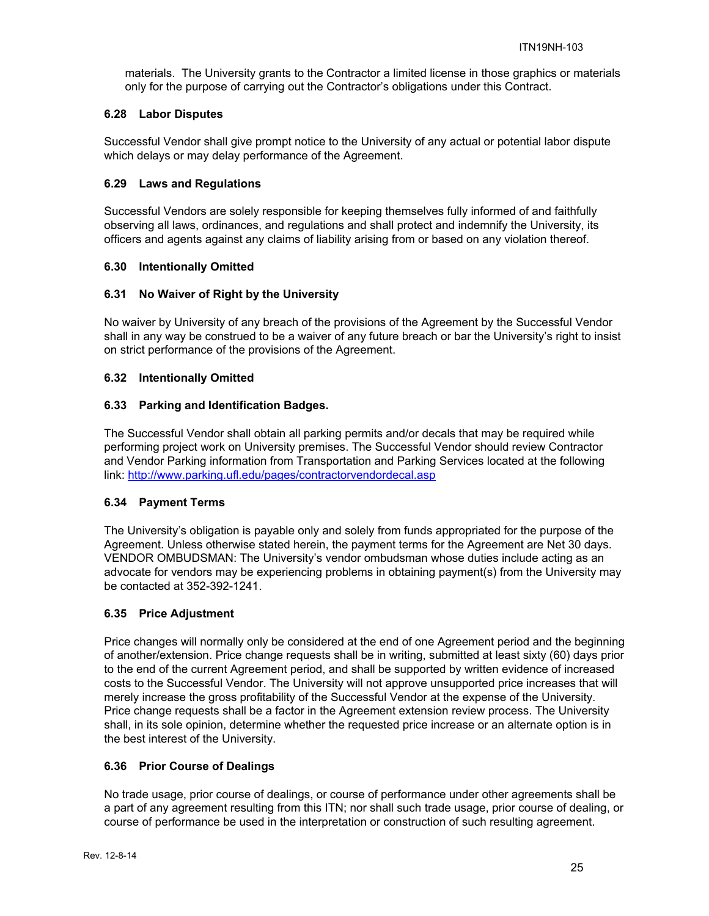materials. The University grants to the Contractor a limited license in those graphics or materials only for the purpose of carrying out the Contractor's obligations under this Contract.

### 6.28 Labor Disputes

Successful Vendor shall give prompt notice to the University of any actual or potential labor dispute which delays or may delay performance of the Agreement.

### 6.29 Laws and Regulations

Successful Vendors are solely responsible for keeping themselves fully informed of and faithfully observing all laws, ordinances, and regulations and shall protect and indemnify the University, its officers and agents against any claims of liability arising from or based on any violation thereof.

### 6.30 Intentionally Omitted

### 6.31 No Waiver of Right by the University

No waiver by University of any breach of the provisions of the Agreement by the Successful Vendor shall in any way be construed to be a waiver of any future breach or bar the University's right to insist on strict performance of the provisions of the Agreement.

### 6.32 Intentionally Omitted

### 6.33 Parking and Identification Badges.

The Successful Vendor shall obtain all parking permits and/or decals that may be required while performing project work on University premises. The Successful Vendor should review Contractor and Vendor Parking information from Transportation and Parking Services located at the following link: [http://www.parking.ufl.edu/pages/contractorvendordecal.asp](http://www.parking.ufl.edu/pages/contractorvendordecal.asp)

### 6.34 Payment Terms

The University's obligation is payable only and solely from funds appropriated for the purpose of the Agreement. Unless otherwise stated herein, the payment terms for the Agreement are Net 30 days. VENDOR OMBUDSMAN: The University's vendor ombudsman whose duties include acting as an advocate for vendors may be experiencing problems in obtaining payment(s) from the University may be contacted at 352-392-1241.

### 6.35 Price Adjustment

Price changes will normally only be considered at the end of one Agreement period and the beginning of another/extension. Price change requests shall be in writing, submitted at least sixty (60) days prior to the end of the current Agreement period, and shall be supported by written evidence of increased costs to the Successful Vendor. The University will not approve unsupported price increases that will merely increase the gross profitability of the Successful Vendor at the expense of the University. Price change requests shall be a factor in the Agreement extension review process. The University shall, in its sole opinion, determine whether the requested price increase or an alternate option is in the best interest of the University.

### 6.36 Prior Course of Dealings

No trade usage, prior course of dealings, or course of performance under other agreements shall be a part of any agreement resulting from this ITN; nor shall such trade usage, prior course of dealing, or course of performance be used in the interpretation or construction of such resulting agreement.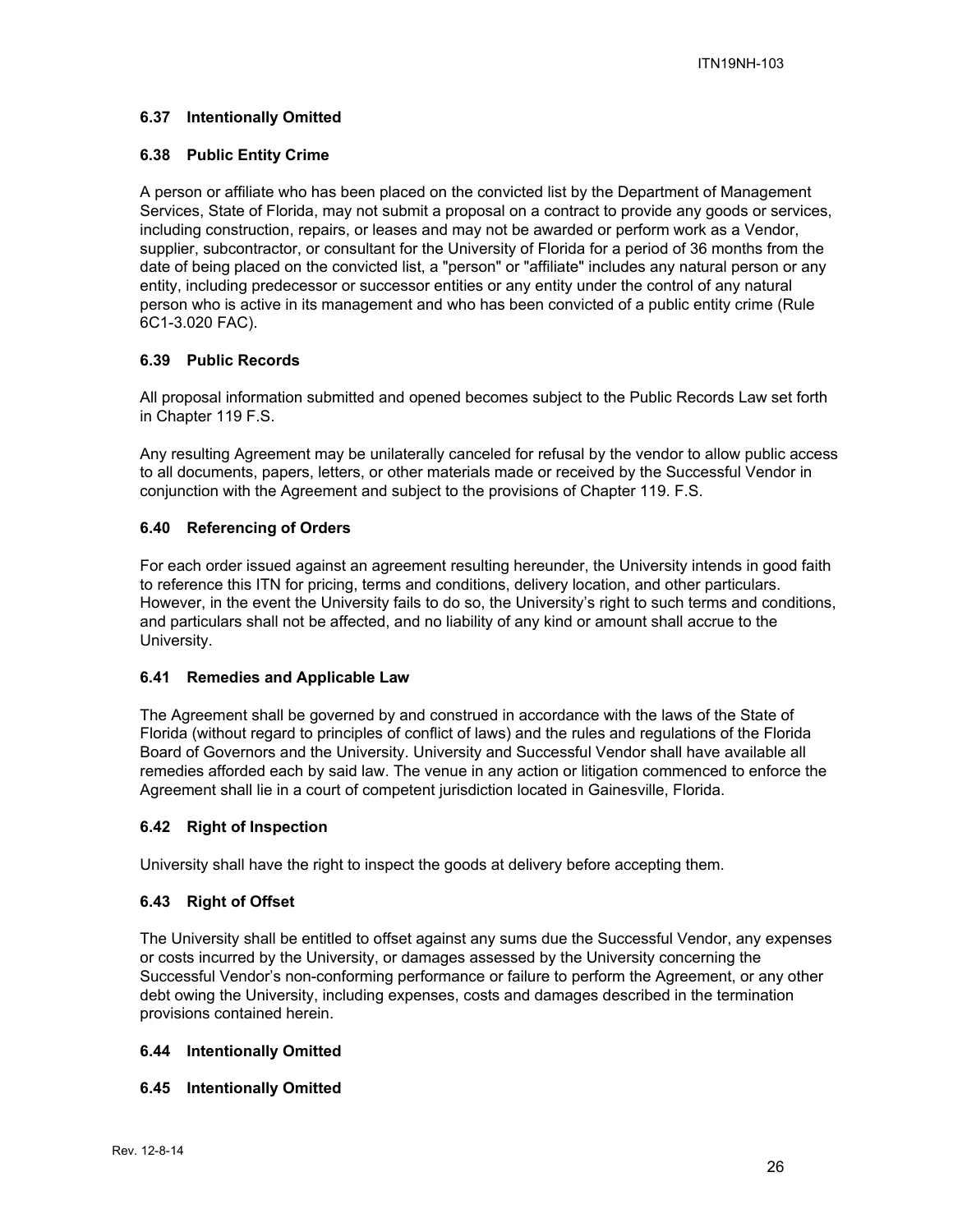### 6.37 Intentionally Omitted

### 6.38 Public Entity Crime

A person or affiliate who has been placed on the convicted list by the Department of Management Services, State of Florida, may not submit a proposal on a contract to provide any goods or services, including construction, repairs, or leases and may not be awarded or perform work as a Vendor, supplier, subcontractor, or consultant for the University of Florida for a period of 36 months from the date of being placed on the convicted list, a "person" or "affiliate" includes any natural person or any entity, including predecessor or successor entities or any entity under the control of any natural person who is active in its management and who has been convicted of a public entity crime (Rule 6C1-3.020 FAC).

### 6.39 Public Records

All proposal information submitted and opened becomes subject to the Public Records Law set forth in Chapter 119 F.S.

Any resulting Agreement may be unilaterally canceled for refusal by the vendor to allow public access to all documents, papers, letters, or other materials made or received by the Successful Vendor in conjunction with the Agreement and subject to the provisions of Chapter 119. F.S.

### 6.40 Referencing of Orders

For each order issued against an agreement resulting hereunder, the University intends in good faith to reference this ITN for pricing, terms and conditions, delivery location, and other particulars. However, in the event the University fails to do so, the University's right to such terms and conditions, and particulars shall not be affected, and no liability of any kind or amount shall accrue to the University.

### 6.41 Remedies and Applicable Law

The Agreement shall be governed by and construed in accordance with the laws of the State of Florida (without regard to principles of conflict of laws) and the rules and regulations of the Florida Board of Governors and the University. University and Successful Vendor shall have available all remedies afforded each by said law. The venue in any action or litigation commenced to enforce the Agreement shall lie in a court of competent jurisdiction located in Gainesville, Florida.

### 6.42 Right of Inspection

University shall have the right to inspect the goods at delivery before accepting them.

### 6.43 Right of Offset

The University shall be entitled to offset against any sums due the Successful Vendor, any expenses or costs incurred by the University, or damages assessed by the University concerning the Successful Vendor's non-conforming performance or failure to perform the Agreement, or any other debt owing the University, including expenses, costs and damages described in the termination provisions contained herein.

### 6.44 Intentionally Omitted

### 6.45 Intentionally Omitted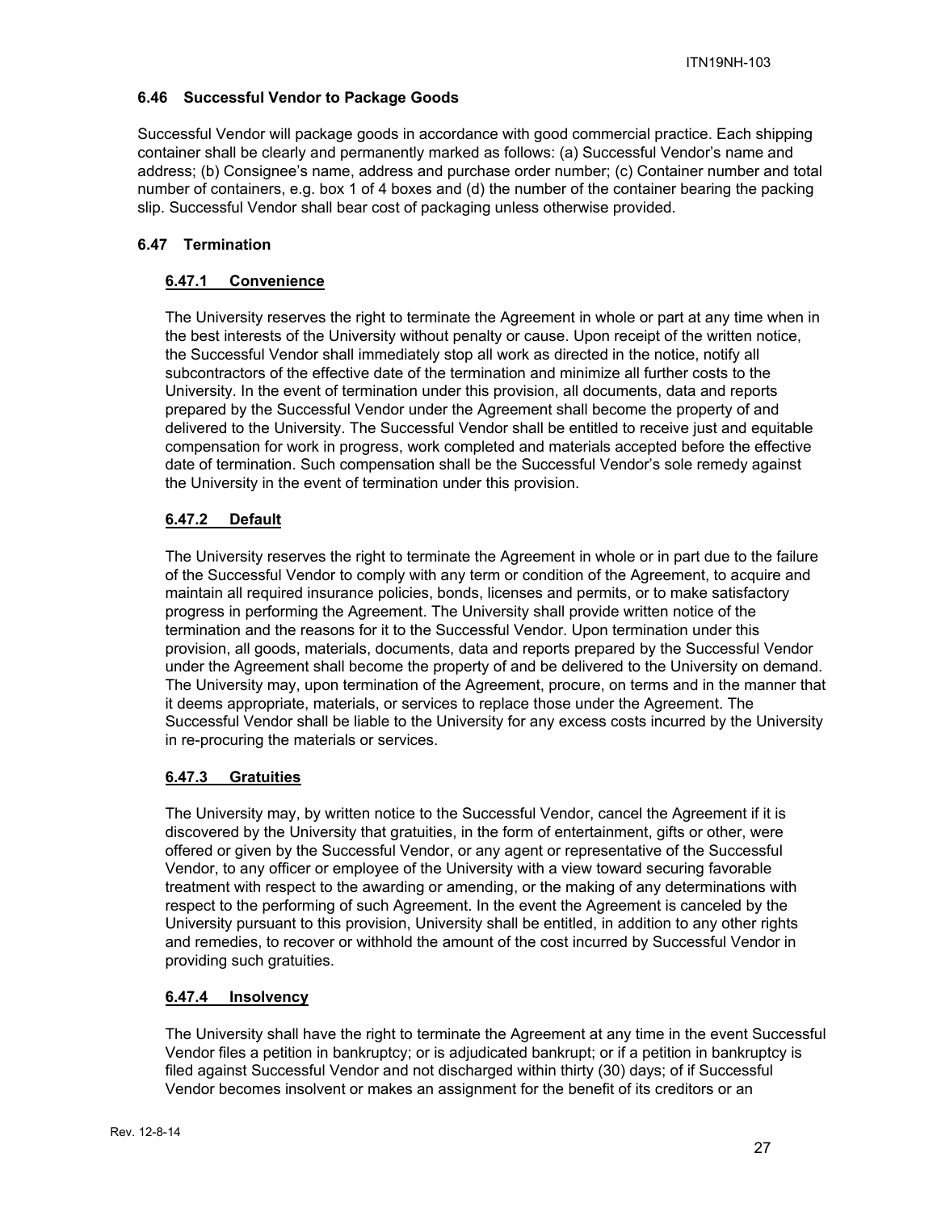### 6.46 Successful Vendor to Package Goods

Successful Vendor will package goods in accordance with good commercial practice. Each shipping container shall be clearly and permanently marked as follows: (a) Successful Vendor's name and address; (b) Consignee's name, address and purchase order number; (c) Container number and total number of containers, e.g. box 1 of 4 boxes and (d) the number of the container bearing the packing slip. Successful Vendor shall bear cost of packaging unless otherwise provided.

### 6.47 Termination

#### 6.47.1 Convenience

The University reserves the right to terminate the Agreement in whole or part at any time when in the best interests of the University without penalty or cause. Upon receipt of the written notice, the Successful Vendor shall immediately stop all work as directed in the notice, notify all subcontractors of the effective date of the termination and minimize all further costs to the University. In the event of termination under this provision, all documents, data and reports prepared by the Successful Vendor under the Agreement shall become the property of and delivered to the University. The Successful Vendor shall be entitled to receive just and equitable compensation for work in progress, work completed and materials accepted before the effective date of termination. Such compensation shall be the Successful Vendor's sole remedy against the University in the event of termination under this provision.

#### 6.47.2 Default

The University reserves the right to terminate the Agreement in whole or in part due to the failure of the Successful Vendor to comply with any term or condition of the Agreement, to acquire and maintain all required insurance policies, bonds, licenses and permits, or to make satisfactory progress in performing the Agreement. The University shall provide written notice of the termination and the reasons for it to the Successful Vendor. Upon termination under this provision, all goods, materials, documents, data and reports prepared by the Successful Vendor under the Agreement shall become the property of and be delivered to the University on demand. The University may, upon termination of the Agreement, procure, on terms and in the manner that it deems appropriate, materials, or services to replace those under the Agreement. The Successful Vendor shall be liable to the University for any excess costs incurred by the University in re-procuring the materials or services.

#### 6.47.3 Gratuities

The University may, by written notice to the Successful Vendor, cancel the Agreement if it is discovered by the University that gratuities, in the form of entertainment, gifts or other, were offered or given by the Successful Vendor, or any agent or representative of the Successful Vendor, to any officer or employee of the University with a view toward securing favorable treatment with respect to the awarding or amending, or the making of any determinations with respect to the performing of such Agreement. In the event the Agreement is canceled by the University pursuant to this provision, University shall be entitled, in addition to any other rights and remedies, to recover or withhold the amount of the cost incurred by Successful Vendor in providing such gratuities.

#### 6.47.4 Insolvency

The University shall have the right to terminate the Agreement at any time in the event Successful Vendor files a petition in bankruptcy; or is adjudicated bankrupt; or if a petition in bankruptcy is filed against Successful Vendor and not discharged within thirty (30) days; of if Successful Vendor becomes insolvent or makes an assignment for the benefit of its creditors or an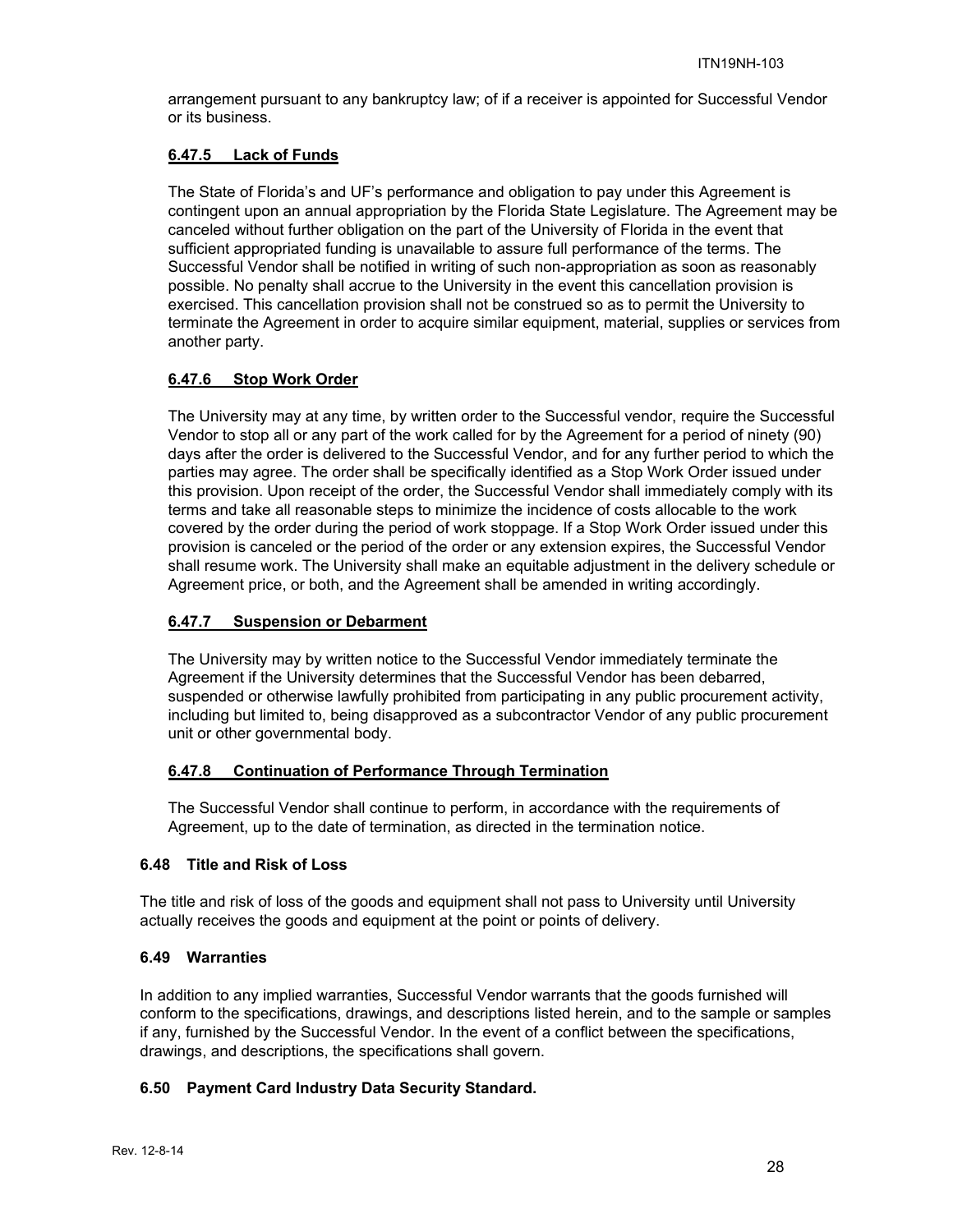arrangement pursuant to any bankruptcy law; of if a receiver is appointed for Successful Vendor or its business.

#### 6.47.5 Lack of Funds

The State of Florida's and UF's performance and obligation to pay under this Agreement is contingent upon an annual appropriation by the Florida State Legislature. The Agreement may be canceled without further obligation on the part of the University of Florida in the event that sufficient appropriated funding is unavailable to assure full performance of the terms. The Successful Vendor shall be notified in writing of such non-appropriation as soon as reasonably possible. No penalty shall accrue to the University in the event this cancellation provision is exercised. This cancellation provision shall not be construed so as to permit the University to terminate the Agreement in order to acquire similar equipment, material, supplies or services from another party.

#### 6.47.6 Stop Work Order

The University may at any time, by written order to the Successful vendor, require the Successful Vendor to stop all or any part of the work called for by the Agreement for a period of ninety (90) days after the order is delivered to the Successful Vendor, and for any further period to which the parties may agree. The order shall be specifically identified as a Stop Work Order issued under this provision. Upon receipt of the order, the Successful Vendor shall immediately comply with its terms and take all reasonable steps to minimize the incidence of costs allocable to the work covered by the order during the period of work stoppage. If a Stop Work Order issued under this provision is canceled or the period of the order or any extension expires, the Successful Vendor shall resume work. The University shall make an equitable adjustment in the delivery schedule or Agreement price, or both, and the Agreement shall be amended in writing accordingly.

#### 6.47.7 Suspension or Debarment

The University may by written notice to the Successful Vendor immediately terminate the Agreement if the University determines that the Successful Vendor has been debarred, suspended or otherwise lawfully prohibited from participating in any public procurement activity, including but limited to, being disapproved as a subcontractor Vendor of any public procurement unit or other governmental body.

#### 6.47.8 Continuation of Performance Through Termination

The Successful Vendor shall continue to perform, in accordance with the requirements of Agreement, up to the date of termination, as directed in the termination notice.

### 6.48 Title and Risk of Loss

The title and risk of loss of the goods and equipment shall not pass to University until University actually receives the goods and equipment at the point or points of delivery.

### 6.49 Warranties

In addition to any implied warranties, Successful Vendor warrants that the goods furnished will conform to the specifications, drawings, and descriptions listed herein, and to the sample or samples if any, furnished by the Successful Vendor. In the event of a conflict between the specifications, drawings, and descriptions, the specifications shall govern.

### 6.50 Payment Card Industry Data Security Standard.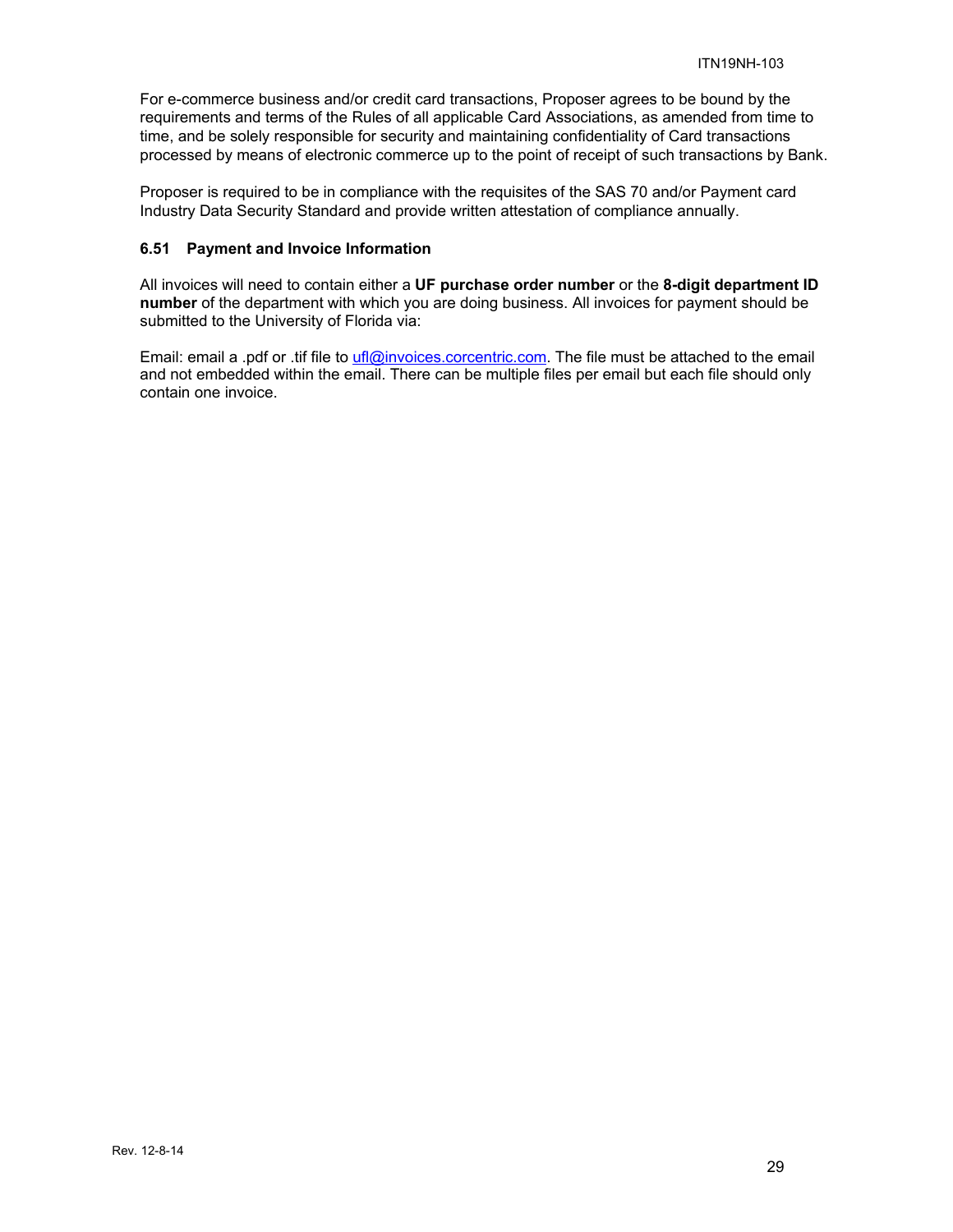For e-commerce business and/or credit card transactions, Proposer agrees to be bound by the requirements and terms of the Rules of all applicable Card Associations, as amended from time to time, and be solely responsible for security and maintaining confidentiality of Card transactions processed by means of electronic commerce up to the point of receipt of such transactions by Bank.

Proposer is required to be in compliance with the requisites of the SAS 70 and/or Payment card Industry Data Security Standard and provide written attestation of compliance annually.

### 6.51 Payment and Invoice Information

All invoices will need to contain either a **UF purchase order number** or the **8-digit department ID number** of the department with which you are doing business. All invoices for payment should be submitted to the University of Florida via:

Email: email a .pdf or .tif file to ufl@invoices.corcentric.com. The file must be attached to the email and not embedded within the email. There can be multiple files per email but each file should only contain one invoice.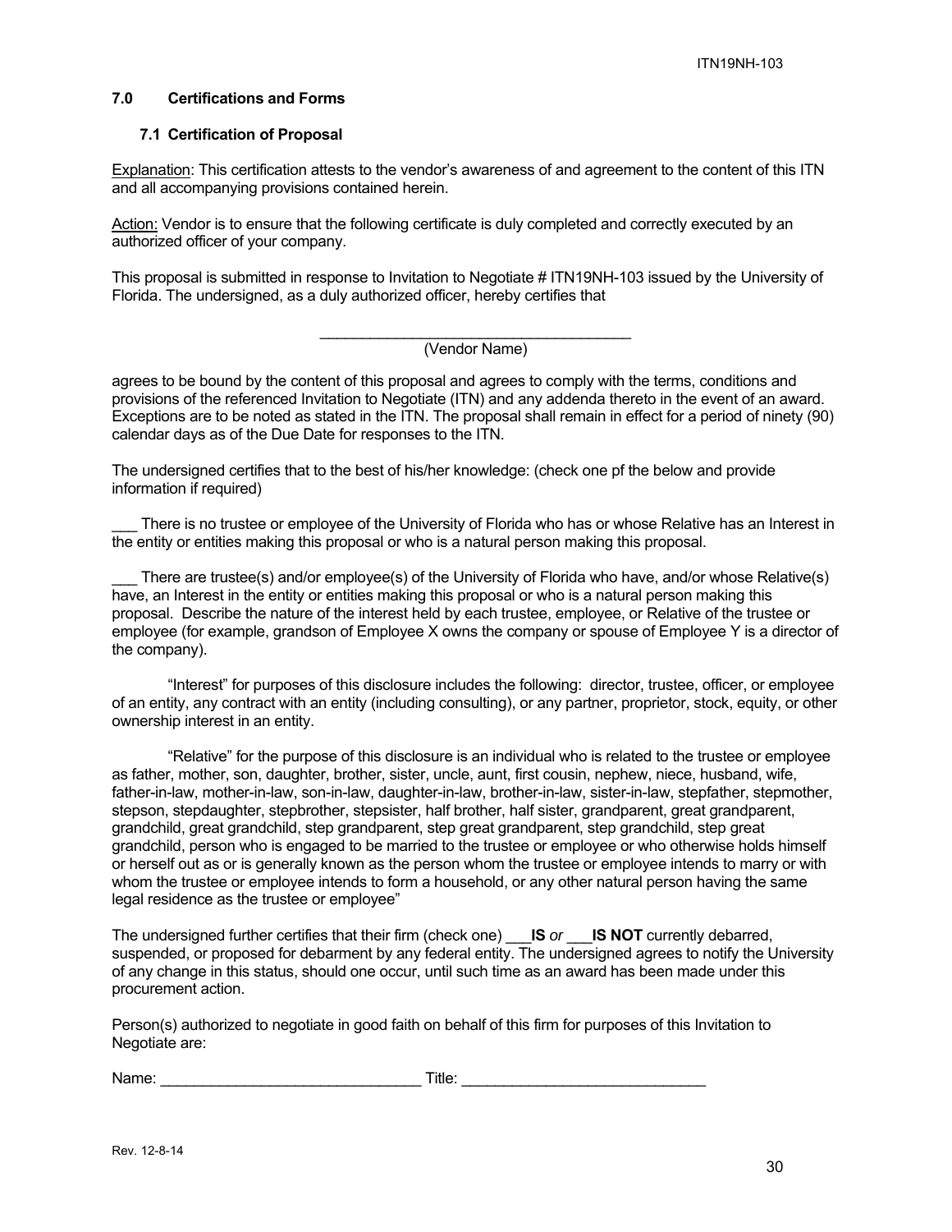## 7.0 Certifications and Forms

### 7.1 Certification of Proposal

Explanation: This certification attests to the vendor's awareness of and agreement to the content of this ITN and all accompanying provisions contained herein.

Action: Vendor is to ensure that the following certificate is duly completed and correctly executed by an authorized officer of your company.

This proposal is submitted in response to Invitation to Negotiate # ITN19NH-103 issued by the University of Florida. The undersigned, as a duly authorized officer, hereby certifies that

______________________________________
(Vendor Name)

agrees to be bound by the content of this proposal and agrees to comply with the terms, conditions and provisions of the referenced Invitation to Negotiate (ITN) and any addenda thereto in the event of an award. Exceptions are to be noted as stated in the ITN. The proposal shall remain in effect for a period of ninety (90) calendar days as of the Due Date for responses to the ITN.

The undersigned certifies that to the best of his/her knowledge: (check one pf the below and provide information if required)

___ There is no trustee or employee of the University of Florida who has or whose Relative has an Interest in the entity or entities making this proposal or who is a natural person making this proposal.

___ There are trustee(s) and/or employee(s) of the University of Florida who have, and/or whose Relative(s) have, an Interest in the entity or entities making this proposal or who is a natural person making this proposal. Describe the nature of the interest held by each trustee, employee, or Relative of the trustee or employee (for example, grandson of Employee X owns the company or spouse of Employee Y is a director of the company).

"Interest" for purposes of this disclosure includes the following: director, trustee, officer, or employee of an entity, any contract with an entity (including consulting), or any partner, proprietor, stock, equity, or other ownership interest in an entity.

"Relative" for the purpose of this disclosure is an individual who is related to the trustee or employee as father, mother, son, daughter, brother, sister, uncle, aunt, first cousin, nephew, niece, husband, wife, father-in-law, mother-in-law, son-in-law, daughter-in-law, brother-in-law, sister-in-law, stepfather, stepmother, stepson, stepdaughter, stepbrother, stepsister, half brother, half sister, grandparent, great grandparent, grandchild, great grandchild, step grandparent, step great grandparent, step grandchild, step great grandchild, person who is engaged to be married to the trustee or employee or who otherwise holds himself or herself out as or is generally known as the person whom the trustee or employee intends to marry or with whom the trustee or employee intends to form a household, or any other natural person having the same legal residence as the trustee or employee"

The undersigned further certifies that their firm (check one) ___**IS** *or* ___**IS NOT** currently debarred, suspended, or proposed for debarment by any federal entity. The undersigned agrees to notify the University of any change in this status, should one occur, until such time as an award has been made under this procurement action.

Person(s) authorized to negotiate in good faith on behalf of this firm for purposes of this Invitation to Negotiate are:

Name: _______________________________ Title: _____________________________

Rev. 12-8-14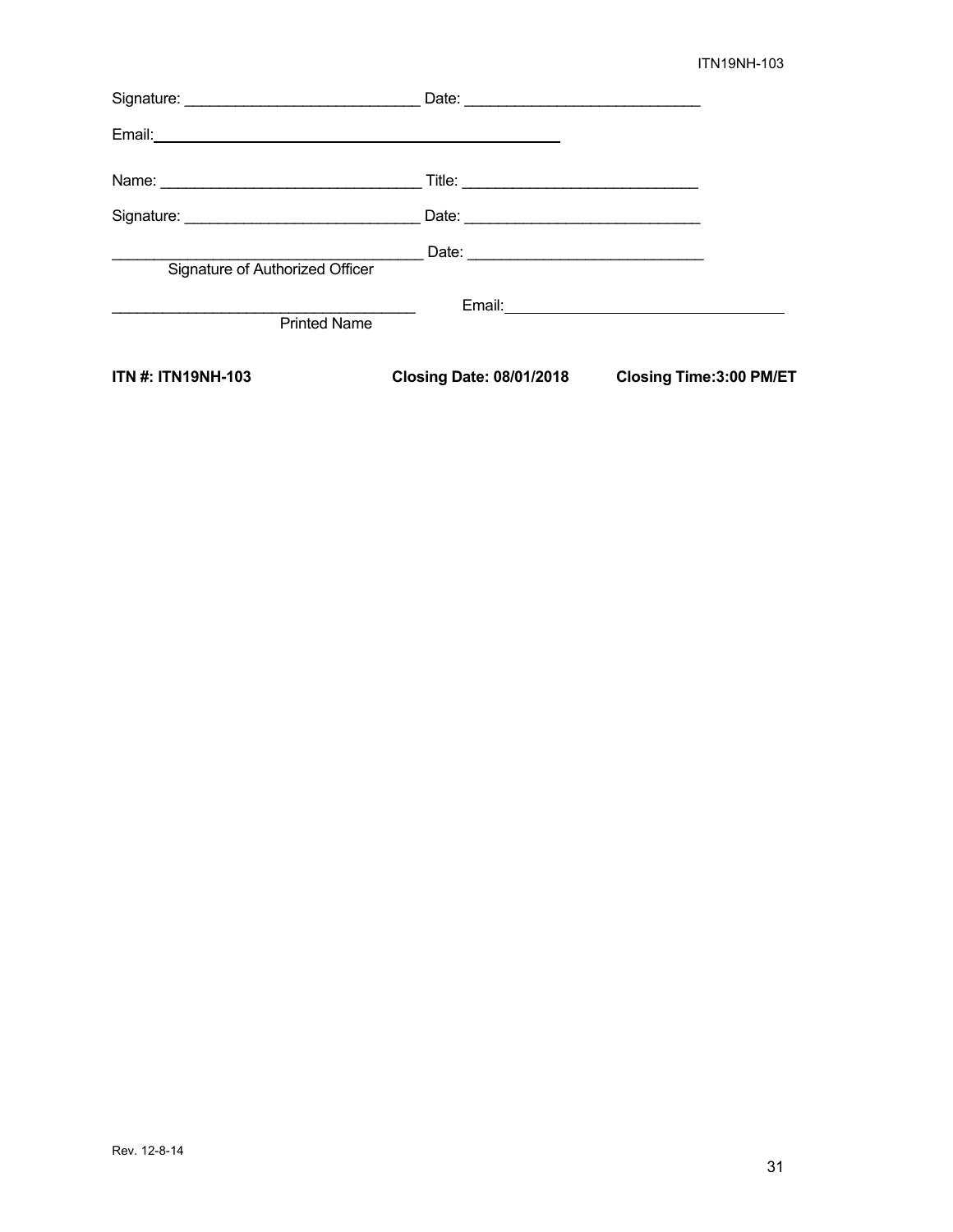Signature: ____________________________ Date: ____________________________

Email: ____________________________________________________

Name: ________________________________ Title: ____________________________

Signature: ____________________________ Date: ____________________________

_____________________________________ Date: ____________________________

Signature of Authorized Officer

_____________________________________ Email: ____________________________________

Printed Name

**ITN #: ITN19NH-103** **Closing Date: 08/01/2018** **Closing Time:3:00 PM/ET**

Rev. 12-8-14